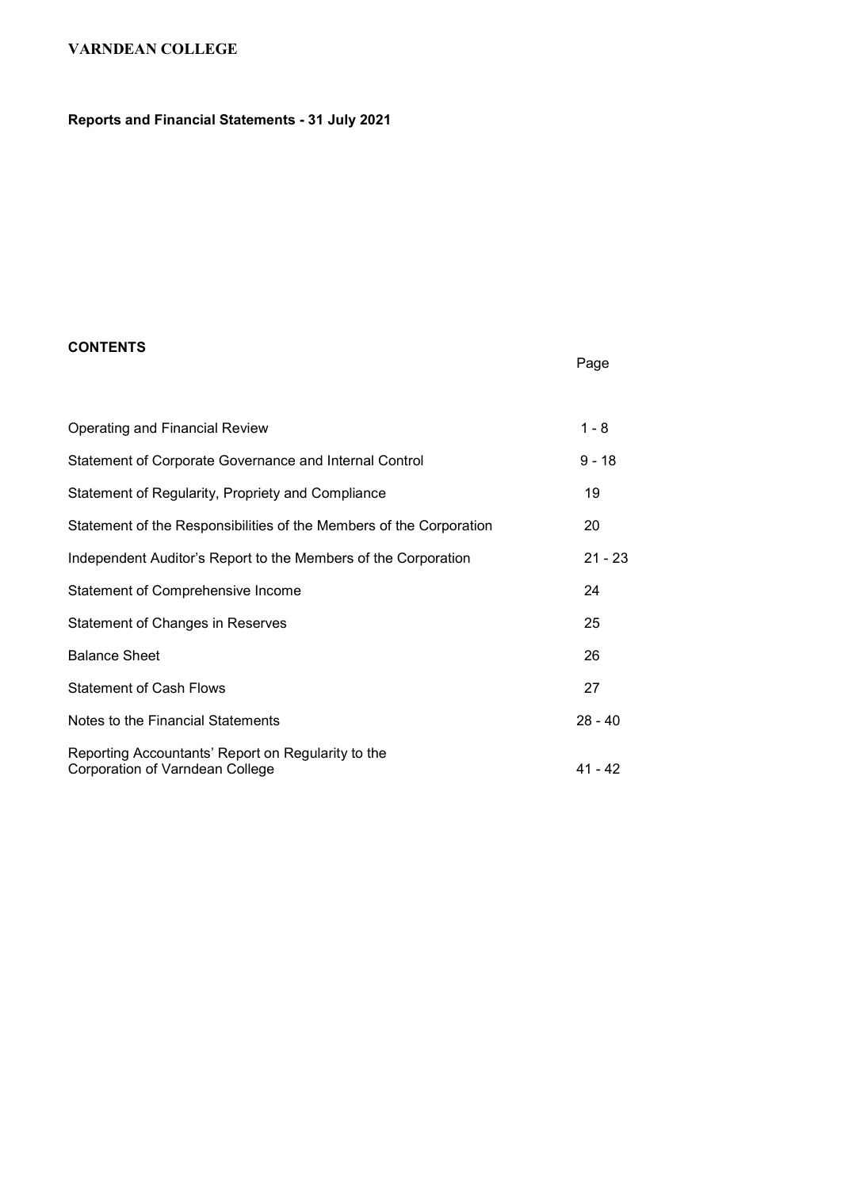# VARNDEAN COLLEGE

## Reports and Financial Statements - 31 July 2021

### CONTENTS

| | Page |
|---|---|
| Operating and Financial Review | 1 - 8 |
| Statement of Corporate Governance and Internal Control | 9 - 18 |
| Statement of Regularity, Propriety and Compliance | 19 |
| Statement of the Responsibilities of the Members of the Corporation | 20 |
| Independent Auditor's Report to the Members of the Corporation | 21 - 23 |
| Statement of Comprehensive Income | 24 |
| Statement of Changes in Reserves | 25 |
| Balance Sheet | 26 |
| Statement of Cash Flows | 27 |
| Notes to the Financial Statements | 28 - 40 |
| Reporting Accountants' Report on Regularity to the Corporation of Varndean College | 41 - 42 |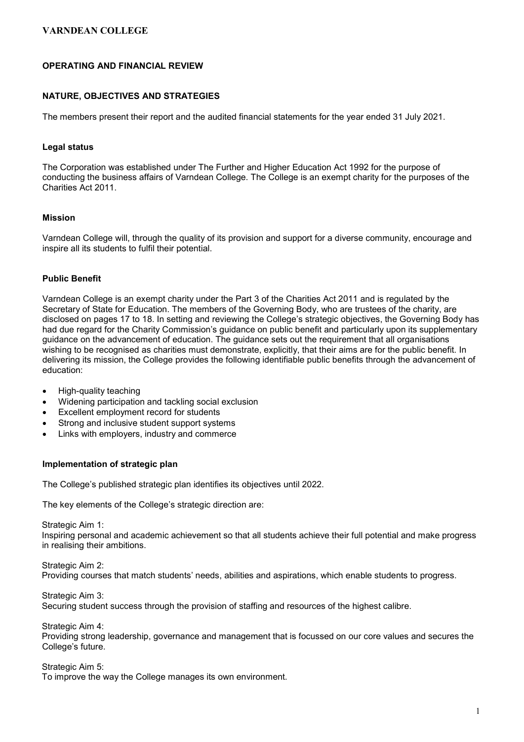## OPERATING AND FINANCIAL REVIEW

### NATURE, OBJECTIVES AND STRATEGIES

The members present their report and the audited financial statements for the year ended 31 July 2021.

#### Legal status

The Corporation was established under The Further and Higher Education Act 1992 for the purpose of conducting the business affairs of Varndean College. The College is an exempt charity for the purposes of the Charities Act 2011.

#### Mission

Varndean College will, through the quality of its provision and support for a diverse community, encourage and inspire all its students to fulfil their potential.

#### Public Benefit

Varndean College is an exempt charity under the Part 3 of the Charities Act 2011 and is regulated by the Secretary of State for Education. The members of the Governing Body, who are trustees of the charity, are disclosed on pages 17 to 18. In setting and reviewing the College's strategic objectives, the Governing Body has had due regard for the Charity Commission's guidance on public benefit and particularly upon its supplementary guidance on the advancement of education. The guidance sets out the requirement that all organisations wishing to be recognised as charities must demonstrate, explicitly, that their aims are for the public benefit. In delivering its mission, the College provides the following identifiable public benefits through the advancement of education:

- High-quality teaching
- Widening participation and tackling social exclusion
- Excellent employment record for students
- Strong and inclusive student support systems
- Links with employers, industry and commerce

#### Implementation of strategic plan

The College's published strategic plan identifies its objectives until 2022.

The key elements of the College's strategic direction are:

Strategic Aim 1:
Inspiring personal and academic achievement so that all students achieve their full potential and make progress in realising their ambitions.

Strategic Aim 2:
Providing courses that match students' needs, abilities and aspirations, which enable students to progress.

Strategic Aim 3:
Securing student success through the provision of staffing and resources of the highest calibre.

Strategic Aim 4:
Providing strong leadership, governance and management that is focussed on our core values and secures the College's future.

Strategic Aim 5:
To improve the way the College manages its own environment.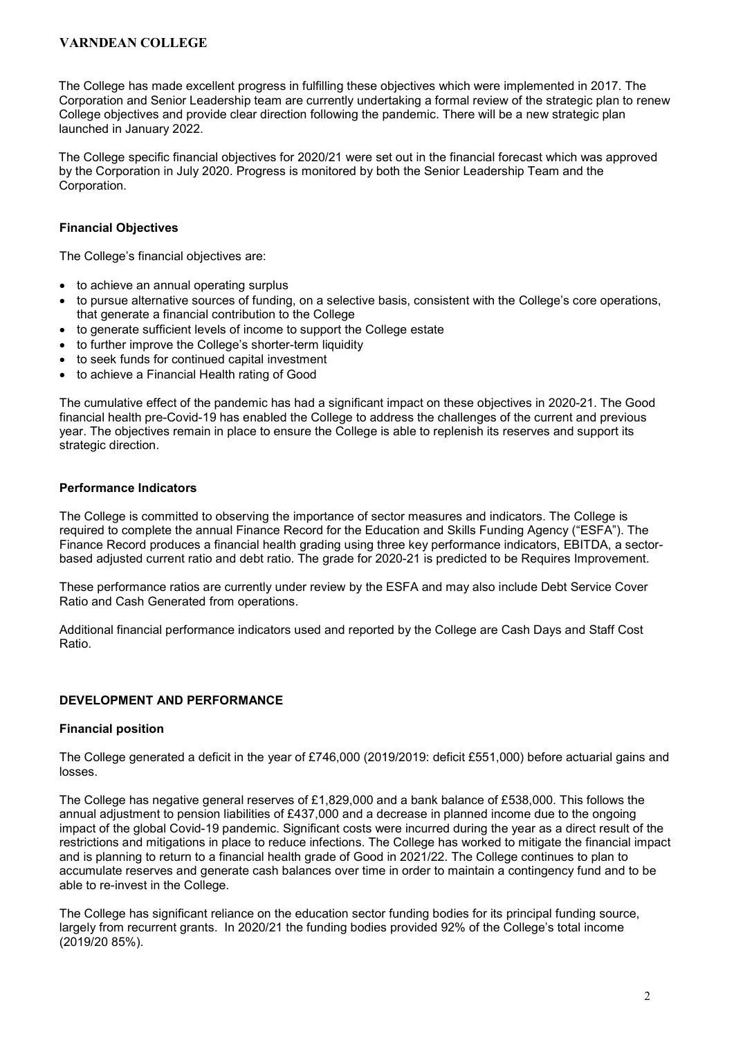The College has made excellent progress in fulfilling these objectives which were implemented in 2017. The Corporation and Senior Leadership team are currently undertaking a formal review of the strategic plan to renew College objectives and provide clear direction following the pandemic. There will be a new strategic plan launched in January 2022.

The College specific financial objectives for 2020/21 were set out in the financial forecast which was approved by the Corporation in July 2020. Progress is monitored by both the Senior Leadership Team and the Corporation.

### Financial Objectives

The College's financial objectives are:

- to achieve an annual operating surplus
- to pursue alternative sources of funding, on a selective basis, consistent with the College's core operations, that generate a financial contribution to the College
- to generate sufficient levels of income to support the College estate
- to further improve the College's shorter-term liquidity
- to seek funds for continued capital investment
- to achieve a Financial Health rating of Good

The cumulative effect of the pandemic has had a significant impact on these objectives in 2020-21. The Good financial health pre-Covid-19 has enabled the College to address the challenges of the current and previous year. The objectives remain in place to ensure the College is able to replenish its reserves and support its strategic direction.

### Performance Indicators

The College is committed to observing the importance of sector measures and indicators. The College is required to complete the annual Finance Record for the Education and Skills Funding Agency ("ESFA"). The Finance Record produces a financial health grading using three key performance indicators, EBITDA, a sector-based adjusted current ratio and debt ratio. The grade for 2020-21 is predicted to be Requires Improvement.

These performance ratios are currently under review by the ESFA and may also include Debt Service Cover Ratio and Cash Generated from operations.

Additional financial performance indicators used and reported by the College are Cash Days and Staff Cost Ratio.

## DEVELOPMENT AND PERFORMANCE

### Financial position

The College generated a deficit in the year of £746,000 (2019/2019: deficit £551,000) before actuarial gains and losses.

The College has negative general reserves of £1,829,000 and a bank balance of £538,000. This follows the annual adjustment to pension liabilities of £437,000 and a decrease in planned income due to the ongoing impact of the global Covid-19 pandemic. Significant costs were incurred during the year as a direct result of the restrictions and mitigations in place to reduce infections. The College has worked to mitigate the financial impact and is planning to return to a financial health grade of Good in 2021/22. The College continues to plan to accumulate reserves and generate cash balances over time in order to maintain a contingency fund and to be able to re-invest in the College.

The College has significant reliance on the education sector funding bodies for its principal funding source, largely from recurrent grants. In 2020/21 the funding bodies provided 92% of the College's total income (2019/20 85%).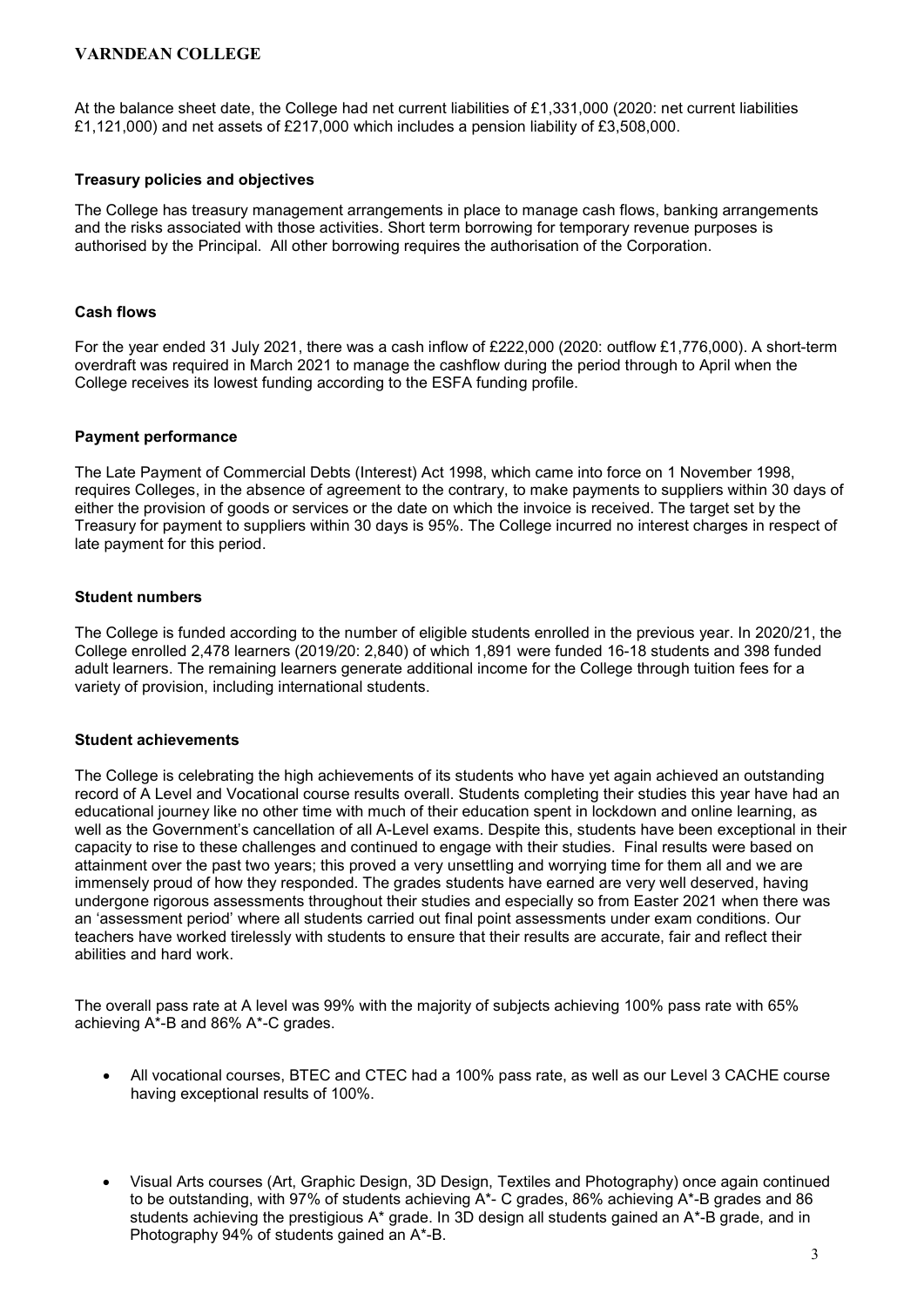At the balance sheet date, the College had net current liabilities of £1,331,000 (2020: net current liabilities £1,121,000) and net assets of £217,000 which includes a pension liability of £3,508,000.

### Treasury policies and objectives

The College has treasury management arrangements in place to manage cash flows, banking arrangements and the risks associated with those activities. Short term borrowing for temporary revenue purposes is authorised by the Principal. All other borrowing requires the authorisation of the Corporation.

### Cash flows

For the year ended 31 July 2021, there was a cash inflow of £222,000 (2020: outflow £1,776,000). A short-term overdraft was required in March 2021 to manage the cashflow during the period through to April when the College receives its lowest funding according to the ESFA funding profile.

### Payment performance

The Late Payment of Commercial Debts (Interest) Act 1998, which came into force on 1 November 1998, requires Colleges, in the absence of agreement to the contrary, to make payments to suppliers within 30 days of either the provision of goods or services or the date on which the invoice is received. The target set by the Treasury for payment to suppliers within 30 days is 95%. The College incurred no interest charges in respect of late payment for this period.

### Student numbers

The College is funded according to the number of eligible students enrolled in the previous year. In 2020/21, the College enrolled 2,478 learners (2019/20: 2,840) of which 1,891 were funded 16-18 students and 398 funded adult learners. The remaining learners generate additional income for the College through tuition fees for a variety of provision, including international students.

### Student achievements

The College is celebrating the high achievements of its students who have yet again achieved an outstanding record of A Level and Vocational course results overall. Students completing their studies this year have had an educational journey like no other time with much of their education spent in lockdown and online learning, as well as the Government's cancellation of all A-Level exams. Despite this, students have been exceptional in their capacity to rise to these challenges and continued to engage with their studies. Final results were based on attainment over the past two years; this proved a very unsettling and worrying time for them all and we are immensely proud of how they responded. The grades students have earned are very well deserved, having undergone rigorous assessments throughout their studies and especially so from Easter 2021 when there was an 'assessment period' where all students carried out final point assessments under exam conditions. Our teachers have worked tirelessly with students to ensure that their results are accurate, fair and reflect their abilities and hard work.

The overall pass rate at A level was 99% with the majority of subjects achieving 100% pass rate with 65% achieving A*-B and 86% A*-C grades.

- All vocational courses, BTEC and CTEC had a 100% pass rate, as well as our Level 3 CACHE course having exceptional results of 100%.

- Visual Arts courses (Art, Graphic Design, 3D Design, Textiles and Photography) once again continued to be outstanding, with 97% of students achieving A*- C grades, 86% achieving A*-B grades and 86 students achieving the prestigious A* grade. In 3D design all students gained an A*-B grade, and in Photography 94% of students gained an A*-B.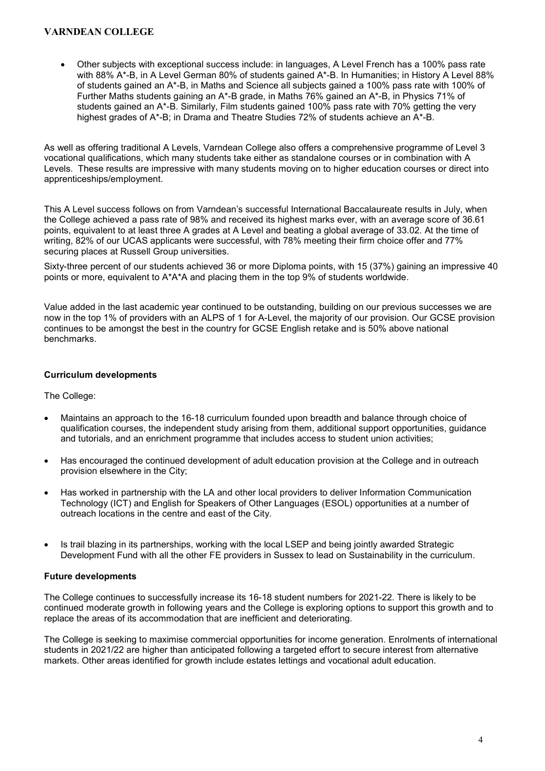- Other subjects with exceptional success include: in languages, A Level French has a 100% pass rate with 88% A*-B, in A Level German 80% of students gained A*-B. In Humanities; in History A Level 88% of students gained an A*-B, in Maths and Science all subjects gained a 100% pass rate with 100% of Further Maths students gaining an A*-B grade, in Maths 76% gained an A*-B, in Physics 71% of students gained an A*-B. Similarly, Film students gained 100% pass rate with 70% getting the very highest grades of A*-B; in Drama and Theatre Studies 72% of students achieve an A*-B.

As well as offering traditional A Levels, Varndean College also offers a comprehensive programme of Level 3 vocational qualifications, which many students take either as standalone courses or in combination with A Levels. These results are impressive with many students moving on to higher education courses or direct into apprenticeships/employment.

This A Level success follows on from Varndean's successful International Baccalaureate results in July, when the College achieved a pass rate of 98% and received its highest marks ever, with an average score of 36.61 points, equivalent to at least three A grades at A Level and beating a global average of 33.02. At the time of writing, 82% of our UCAS applicants were successful, with 78% meeting their firm choice offer and 77% securing places at Russell Group universities.

Sixty-three percent of our students achieved 36 or more Diploma points, with 15 (37%) gaining an impressive 40 points or more, equivalent to A*A*A and placing them in the top 9% of students worldwide.

Value added in the last academic year continued to be outstanding, building on our previous successes we are now in the top 1% of providers with an ALPS of 1 for A-Level, the majority of our provision. Our GCSE provision continues to be amongst the best in the country for GCSE English retake and is 50% above national benchmarks.

**Curriculum developments**

The College:

- Maintains an approach to the 16-18 curriculum founded upon breadth and balance through choice of qualification courses, the independent study arising from them, additional support opportunities, guidance and tutorials, and an enrichment programme that includes access to student union activities;
- Has encouraged the continued development of adult education provision at the College and in outreach provision elsewhere in the City;
- Has worked in partnership with the LA and other local providers to deliver Information Communication Technology (ICT) and English for Speakers of Other Languages (ESOL) opportunities at a number of outreach locations in the centre and east of the City.
- Is trail blazing in its partnerships, working with the local LSEP and being jointly awarded Strategic Development Fund with all the other FE providers in Sussex to lead on Sustainability in the curriculum.

**Future developments**

The College continues to successfully increase its 16-18 student numbers for 2021-22. There is likely to be continued moderate growth in following years and the College is exploring options to support this growth and to replace the areas of its accommodation that are inefficient and deteriorating.

The College is seeking to maximise commercial opportunities for income generation. Enrolments of international students in 2021/22 are higher than anticipated following a targeted effort to secure interest from alternative markets. Other areas identified for growth include estates lettings and vocational adult education.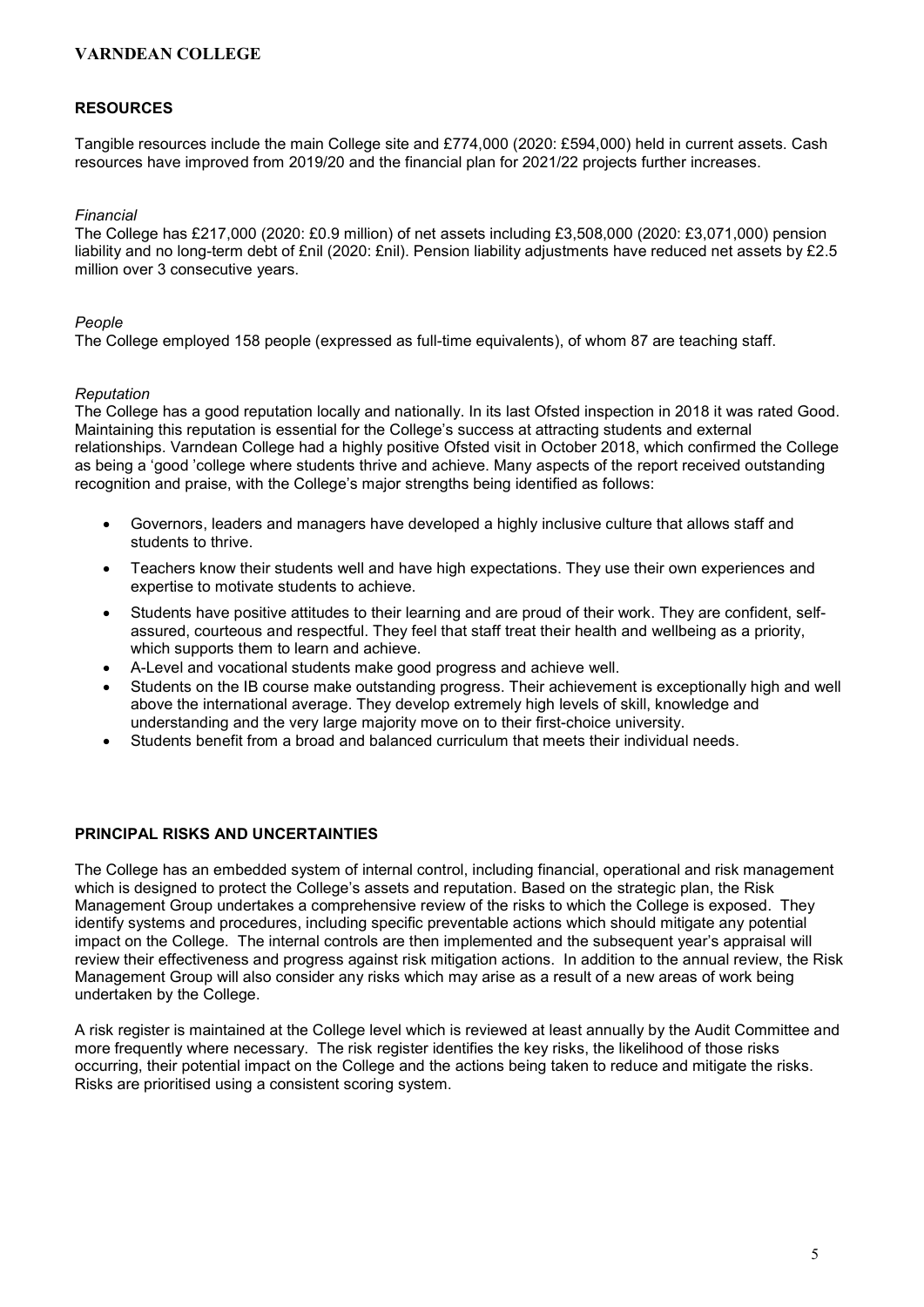## RESOURCES

Tangible resources include the main College site and £774,000 (2020: £594,000) held in current assets. Cash resources have improved from 2019/20 and the financial plan for 2021/22 projects further increases.

*Financial*

The College has £217,000 (2020: £0.9 million) of net assets including £3,508,000 (2020: £3,071,000) pension liability and no long-term debt of £nil (2020: £nil). Pension liability adjustments have reduced net assets by £2.5 million over 3 consecutive years.

*People*

The College employed 158 people (expressed as full-time equivalents), of whom 87 are teaching staff.

*Reputation*

The College has a good reputation locally and nationally. In its last Ofsted inspection in 2018 it was rated Good. Maintaining this reputation is essential for the College's success at attracting students and external relationships. Varndean College had a highly positive Ofsted visit in October 2018, which confirmed the College as being a 'good 'college where students thrive and achieve. Many aspects of the report received outstanding recognition and praise, with the College's major strengths being identified as follows:

- Governors, leaders and managers have developed a highly inclusive culture that allows staff and students to thrive.
- Teachers know their students well and have high expectations. They use their own experiences and expertise to motivate students to achieve.
- Students have positive attitudes to their learning and are proud of their work. They are confident, self-assured, courteous and respectful. They feel that staff treat their health and wellbeing as a priority, which supports them to learn and achieve.
- A-Level and vocational students make good progress and achieve well.
- Students on the IB course make outstanding progress. Their achievement is exceptionally high and well above the international average. They develop extremely high levels of skill, knowledge and understanding and the very large majority move on to their first-choice university.
- Students benefit from a broad and balanced curriculum that meets their individual needs.

## PRINCIPAL RISKS AND UNCERTAINTIES

The College has an embedded system of internal control, including financial, operational and risk management which is designed to protect the College's assets and reputation. Based on the strategic plan, the Risk Management Group undertakes a comprehensive review of the risks to which the College is exposed. They identify systems and procedures, including specific preventable actions which should mitigate any potential impact on the College. The internal controls are then implemented and the subsequent year's appraisal will review their effectiveness and progress against risk mitigation actions. In addition to the annual review, the Risk Management Group will also consider any risks which may arise as a result of a new areas of work being undertaken by the College.

A risk register is maintained at the College level which is reviewed at least annually by the Audit Committee and more frequently where necessary. The risk register identifies the key risks, the likelihood of those risks occurring, their potential impact on the College and the actions being taken to reduce and mitigate the risks. Risks are prioritised using a consistent scoring system.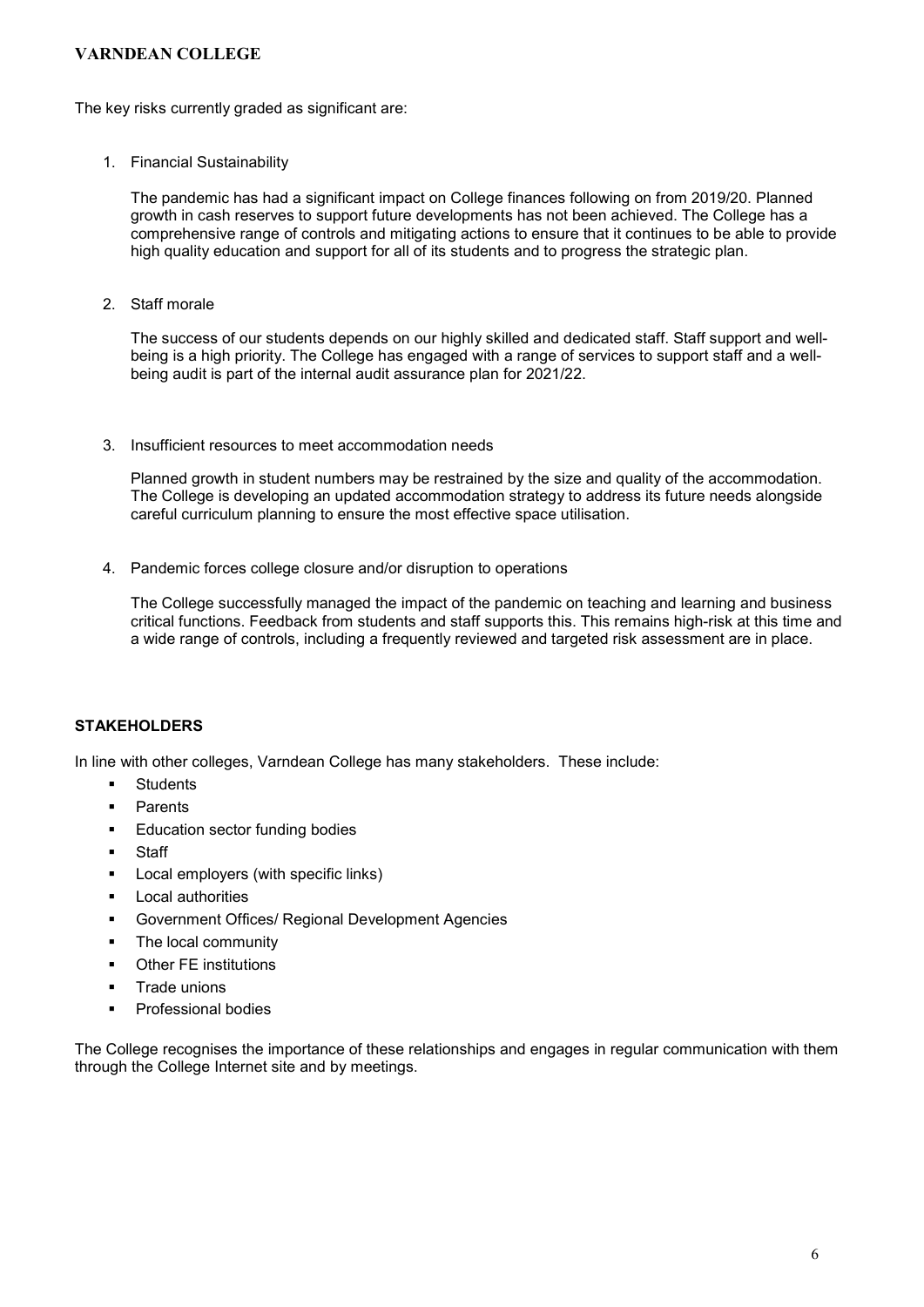The key risks currently graded as significant are:

1. Financial Sustainability

   The pandemic has had a significant impact on College finances following on from 2019/20. Planned growth in cash reserves to support future developments has not been achieved. The College has a comprehensive range of controls and mitigating actions to ensure that it continues to be able to provide high quality education and support for all of its students and to progress the strategic plan.

2. Staff morale

   The success of our students depends on our highly skilled and dedicated staff. Staff support and well-being is a high priority. The College has engaged with a range of services to support staff and a well-being audit is part of the internal audit assurance plan for 2021/22.

3. Insufficient resources to meet accommodation needs

   Planned growth in student numbers may be restrained by the size and quality of the accommodation. The College is developing an updated accommodation strategy to address its future needs alongside careful curriculum planning to ensure the most effective space utilisation.

4. Pandemic forces college closure and/or disruption to operations

   The College successfully managed the impact of the pandemic on teaching and learning and business critical functions. Feedback from students and staff supports this. This remains high-risk at this time and a wide range of controls, including a frequently reviewed and targeted risk assessment are in place.

## STAKEHOLDERS

In line with other colleges, Varndean College has many stakeholders. These include:

- Students
- Parents
- Education sector funding bodies
- Staff
- Local employers (with specific links)
- Local authorities
- Government Offices/ Regional Development Agencies
- The local community
- Other FE institutions
- Trade unions
- Professional bodies

The College recognises the importance of these relationships and engages in regular communication with them through the College Internet site and by meetings.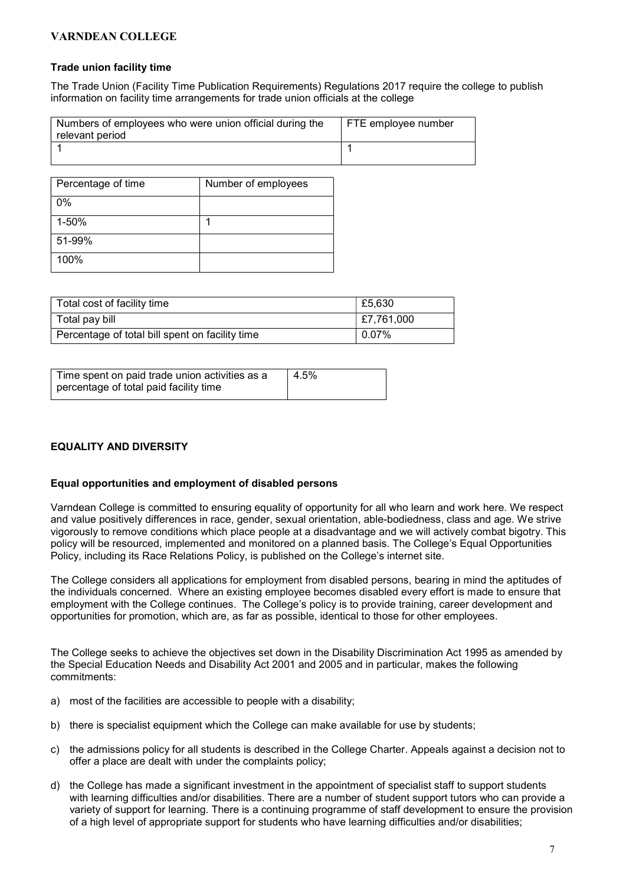### Trade union facility time

The Trade Union (Facility Time Publication Requirements) Regulations 2017 require the college to publish information on facility time arrangements for trade union officials at the college

| Numbers of employees who were union official during the relevant period | FTE employee number |
|---|---|
| 1 | 1 |

| Percentage of time | Number of employees |
|---|---|
| 0% | |
| 1-50% | 1 |
| 51-99% | |
| 100% | |

| Total cost of facility time | £5,630 |
|---|---|
| Total pay bill | £7,761,000 |
| Percentage of total bill spent on facility time | 0.07% |

| Time spent on paid trade union activities as a percentage of total paid facility time | 4.5% |
|---|---|

## EQUALITY AND DIVERSITY

### Equal opportunities and employment of disabled persons

Varndean College is committed to ensuring equality of opportunity for all who learn and work here. We respect and value positively differences in race, gender, sexual orientation, able-bodiedness, class and age. We strive vigorously to remove conditions which place people at a disadvantage and we will actively combat bigotry. This policy will be resourced, implemented and monitored on a planned basis. The College's Equal Opportunities Policy, including its Race Relations Policy, is published on the College's internet site.

The College considers all applications for employment from disabled persons, bearing in mind the aptitudes of the individuals concerned. Where an existing employee becomes disabled every effort is made to ensure that employment with the College continues. The College's policy is to provide training, career development and opportunities for promotion, which are, as far as possible, identical to those for other employees.

The College seeks to achieve the objectives set down in the Disability Discrimination Act 1995 as amended by the Special Education Needs and Disability Act 2001 and 2005 and in particular, makes the following commitments:

a) most of the facilities are accessible to people with a disability;

b) there is specialist equipment which the College can make available for use by students;

c) the admissions policy for all students is described in the College Charter. Appeals against a decision not to offer a place are dealt with under the complaints policy;

d) the College has made a significant investment in the appointment of specialist staff to support students with learning difficulties and/or disabilities. There are a number of student support tutors who can provide a variety of support for learning. There is a continuing programme of staff development to ensure the provision of a high level of appropriate support for students who have learning difficulties and/or disabilities;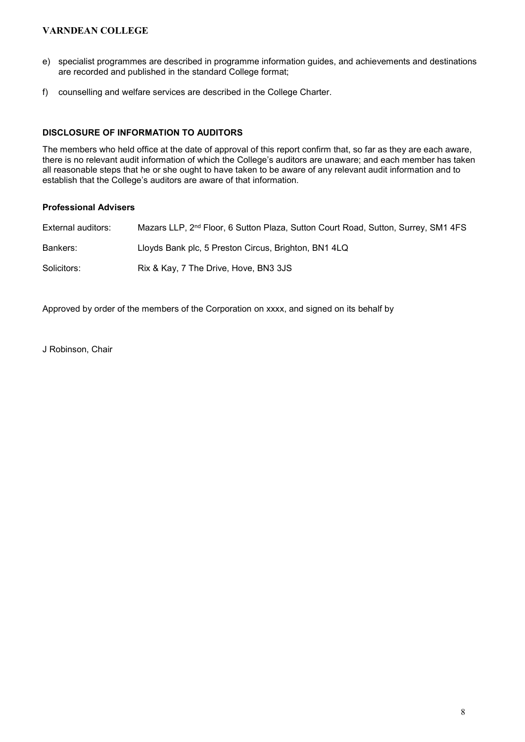e) specialist programmes are described in programme information guides, and achievements and destinations are recorded and published in the standard College format;

f) counselling and welfare services are described in the College Charter.

### DISCLOSURE OF INFORMATION TO AUDITORS

The members who held office at the date of approval of this report confirm that, so far as they are each aware, there is no relevant audit information of which the College's auditors are unaware; and each member has taken all reasonable steps that he or she ought to have taken to be aware of any relevant audit information and to establish that the College's auditors are aware of that information.

#### Professional Advisers

| | |
|---|---|
| External auditors: | Mazars LLP, 2nd Floor, 6 Sutton Plaza, Sutton Court Road, Sutton, Surrey, SM1 4FS |
| Bankers: | Lloyds Bank plc, 5 Preston Circus, Brighton, BN1 4LQ |
| Solicitors: | Rix & Kay, 7 The Drive, Hove, BN3 3JS |

Approved by order of the members of the Corporation on xxxx, and signed on its behalf by

J Robinson, Chair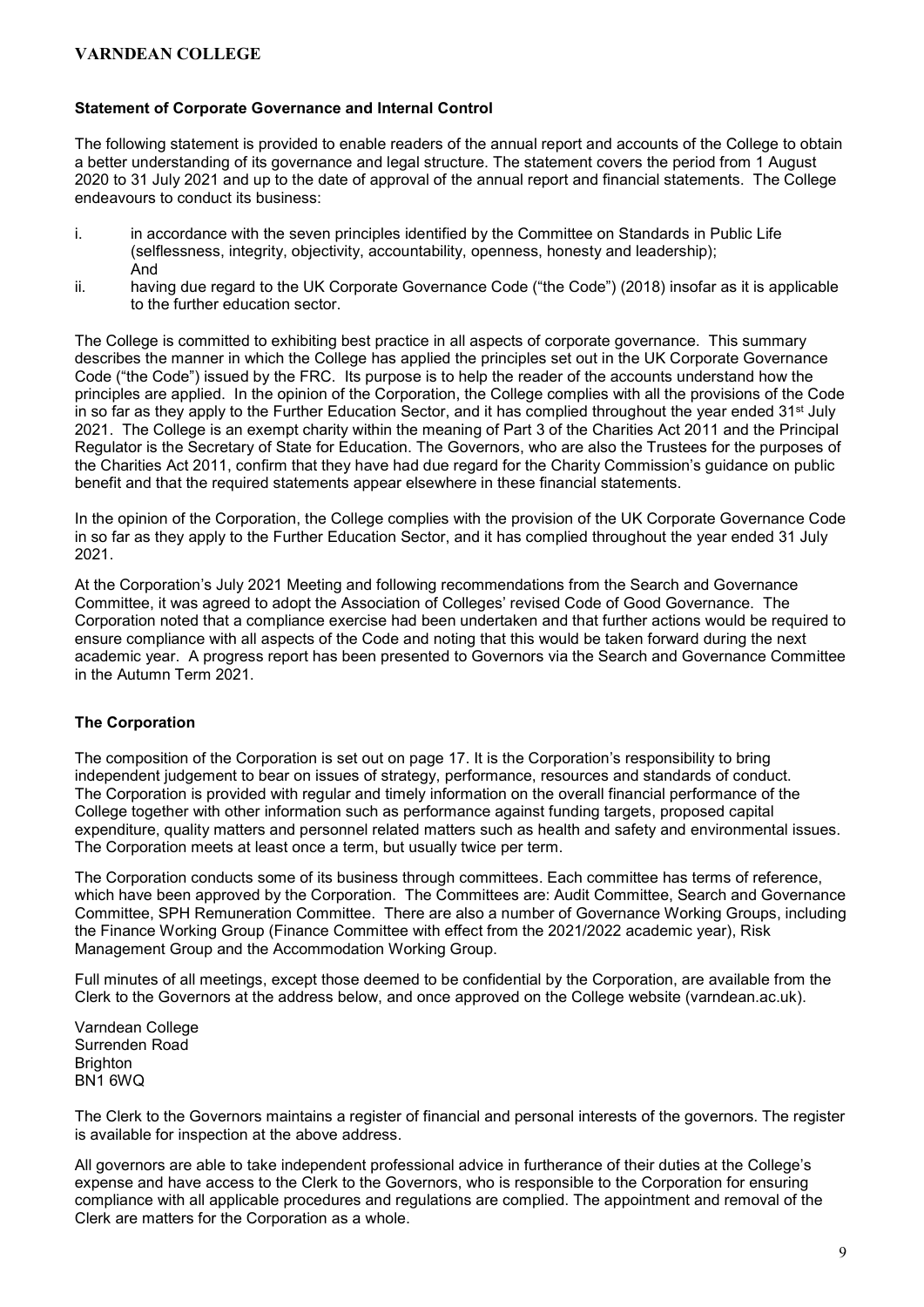### Statement of Corporate Governance and Internal Control

The following statement is provided to enable readers of the annual report and accounts of the College to obtain a better understanding of its governance and legal structure. The statement covers the period from 1 August 2020 to 31 July 2021 and up to the date of approval of the annual report and financial statements. The College endeavours to conduct its business:

i. in accordance with the seven principles identified by the Committee on Standards in Public Life (selflessness, integrity, objectivity, accountability, openness, honesty and leadership); And

ii. having due regard to the UK Corporate Governance Code ("the Code") (2018) insofar as it is applicable to the further education sector.

The College is committed to exhibiting best practice in all aspects of corporate governance. This summary describes the manner in which the College has applied the principles set out in the UK Corporate Governance Code ("the Code") issued by the FRC. Its purpose is to help the reader of the accounts understand how the principles are applied. In the opinion of the Corporation, the College complies with all the provisions of the Code in so far as they apply to the Further Education Sector, and it has complied throughout the year ended 31st July 2021. The College is an exempt charity within the meaning of Part 3 of the Charities Act 2011 and the Principal Regulator is the Secretary of State for Education. The Governors, who are also the Trustees for the purposes of the Charities Act 2011, confirm that they have had due regard for the Charity Commission's guidance on public benefit and that the required statements appear elsewhere in these financial statements.

In the opinion of the Corporation, the College complies with the provision of the UK Corporate Governance Code in so far as they apply to the Further Education Sector, and it has complied throughout the year ended 31 July 2021.

At the Corporation's July 2021 Meeting and following recommendations from the Search and Governance Committee, it was agreed to adopt the Association of Colleges' revised Code of Good Governance. The Corporation noted that a compliance exercise had been undertaken and that further actions would be required to ensure compliance with all aspects of the Code and noting that this would be taken forward during the next academic year. A progress report has been presented to Governors via the Search and Governance Committee in the Autumn Term 2021.

### The Corporation

The composition of the Corporation is set out on page 17. It is the Corporation's responsibility to bring independent judgement to bear on issues of strategy, performance, resources and standards of conduct. The Corporation is provided with regular and timely information on the overall financial performance of the College together with other information such as performance against funding targets, proposed capital expenditure, quality matters and personnel related matters such as health and safety and environmental issues. The Corporation meets at least once a term, but usually twice per term.

The Corporation conducts some of its business through committees. Each committee has terms of reference, which have been approved by the Corporation. The Committees are: Audit Committee, Search and Governance Committee, SPH Remuneration Committee. There are also a number of Governance Working Groups, including the Finance Working Group (Finance Committee with effect from the 2021/2022 academic year), Risk Management Group and the Accommodation Working Group.

Full minutes of all meetings, except those deemed to be confidential by the Corporation, are available from the Clerk to the Governors at the address below, and once approved on the College website (varndean.ac.uk).

Varndean College
Surrenden Road
Brighton
BN1 6WQ

The Clerk to the Governors maintains a register of financial and personal interests of the governors. The register is available for inspection at the above address.

All governors are able to take independent professional advice in furtherance of their duties at the College's expense and have access to the Clerk to the Governors, who is responsible to the Corporation for ensuring compliance with all applicable procedures and regulations are complied. The appointment and removal of the Clerk are matters for the Corporation as a whole.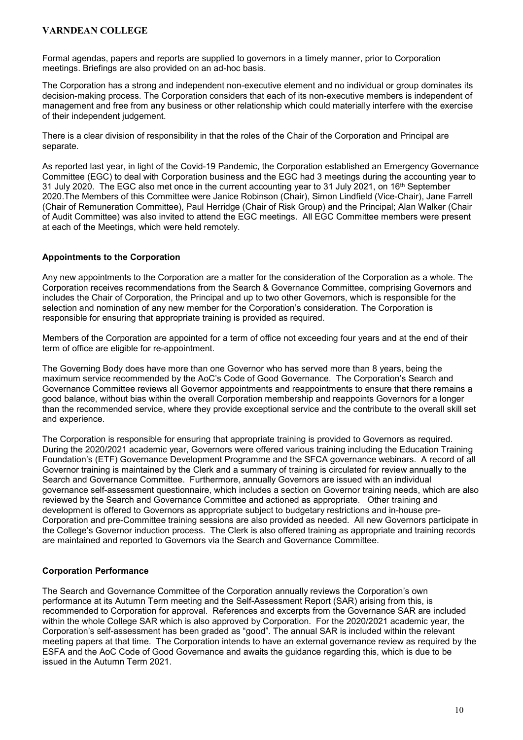Formal agendas, papers and reports are supplied to governors in a timely manner, prior to Corporation meetings. Briefings are also provided on an ad-hoc basis.

The Corporation has a strong and independent non-executive element and no individual or group dominates its decision-making process. The Corporation considers that each of its non-executive members is independent of management and free from any business or other relationship which could materially interfere with the exercise of their independent judgement.

There is a clear division of responsibility in that the roles of the Chair of the Corporation and Principal are separate.

As reported last year, in light of the Covid-19 Pandemic, the Corporation established an Emergency Governance Committee (EGC) to deal with Corporation business and the EGC had 3 meetings during the accounting year to 31 July 2020. The EGC also met once in the current accounting year to 31 July 2021, on 16th September 2020.The Members of this Committee were Janice Robinson (Chair), Simon Lindfield (Vice-Chair), Jane Farrell (Chair of Remuneration Committee), Paul Herridge (Chair of Risk Group) and the Principal; Alan Walker (Chair of Audit Committee) was also invited to attend the EGC meetings. All EGC Committee members were present at each of the Meetings, which were held remotely.

### Appointments to the Corporation

Any new appointments to the Corporation are a matter for the consideration of the Corporation as a whole. The Corporation receives recommendations from the Search & Governance Committee, comprising Governors and includes the Chair of Corporation, the Principal and up to two other Governors, which is responsible for the selection and nomination of any new member for the Corporation's consideration. The Corporation is responsible for ensuring that appropriate training is provided as required.

Members of the Corporation are appointed for a term of office not exceeding four years and at the end of their term of office are eligible for re-appointment.

The Governing Body does have more than one Governor who has served more than 8 years, being the maximum service recommended by the AoC's Code of Good Governance. The Corporation's Search and Governance Committee reviews all Governor appointments and reappointments to ensure that there remains a good balance, without bias within the overall Corporation membership and reappoints Governors for a longer than the recommended service, where they provide exceptional service and the contribute to the overall skill set and experience.

The Corporation is responsible for ensuring that appropriate training is provided to Governors as required. During the 2020/2021 academic year, Governors were offered various training including the Education Training Foundation's (ETF) Governance Development Programme and the SFCA governance webinars. A record of all Governor training is maintained by the Clerk and a summary of training is circulated for review annually to the Search and Governance Committee. Furthermore, annually Governors are issued with an individual governance self-assessment questionnaire, which includes a section on Governor training needs, which are also reviewed by the Search and Governance Committee and actioned as appropriate. Other training and development is offered to Governors as appropriate subject to budgetary restrictions and in-house pre-Corporation and pre-Committee training sessions are also provided as needed. All new Governors participate in the College's Governor induction process. The Clerk is also offered training as appropriate and training records are maintained and reported to Governors via the Search and Governance Committee.

### Corporation Performance

The Search and Governance Committee of the Corporation annually reviews the Corporation's own performance at its Autumn Term meeting and the Self-Assessment Report (SAR) arising from this, is recommended to Corporation for approval. References and excerpts from the Governance SAR are included within the whole College SAR which is also approved by Corporation. For the 2020/2021 academic year, the Corporation's self-assessment has been graded as "good". The annual SAR is included within the relevant meeting papers at that time. The Corporation intends to have an external governance review as required by the ESFA and the AoC Code of Good Governance and awaits the guidance regarding this, which is due to be issued in the Autumn Term 2021.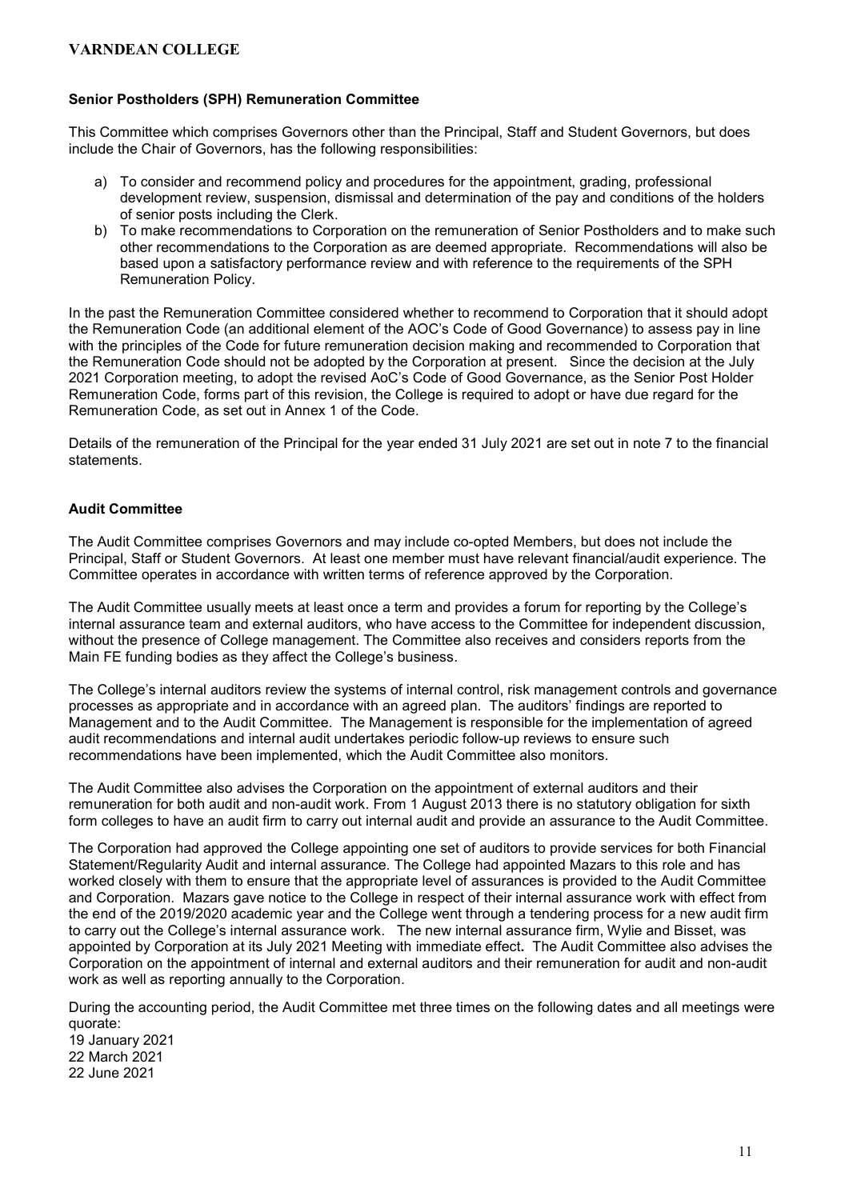### Senior Postholders (SPH) Remuneration Committee

This Committee which comprises Governors other than the Principal, Staff and Student Governors, but does include the Chair of Governors, has the following responsibilities:

a) To consider and recommend policy and procedures for the appointment, grading, professional development review, suspension, dismissal and determination of the pay and conditions of the holders of senior posts including the Clerk.
b) To make recommendations to Corporation on the remuneration of Senior Postholders and to make such other recommendations to the Corporation as are deemed appropriate. Recommendations will also be based upon a satisfactory performance review and with reference to the requirements of the SPH Remuneration Policy.

In the past the Remuneration Committee considered whether to recommend to Corporation that it should adopt the Remuneration Code (an additional element of the AOC's Code of Good Governance) to assess pay in line with the principles of the Code for future remuneration decision making and recommended to Corporation that the Remuneration Code should not be adopted by the Corporation at present. Since the decision at the July 2021 Corporation meeting, to adopt the revised AoC's Code of Good Governance, as the Senior Post Holder Remuneration Code, forms part of this revision, the College is required to adopt or have due regard for the Remuneration Code, as set out in Annex 1 of the Code.

Details of the remuneration of the Principal for the year ended 31 July 2021 are set out in note 7 to the financial statements.

### Audit Committee

The Audit Committee comprises Governors and may include co-opted Members, but does not include the Principal, Staff or Student Governors. At least one member must have relevant financial/audit experience. The Committee operates in accordance with written terms of reference approved by the Corporation.

The Audit Committee usually meets at least once a term and provides a forum for reporting by the College's internal assurance team and external auditors, who have access to the Committee for independent discussion, without the presence of College management. The Committee also receives and considers reports from the Main FE funding bodies as they affect the College's business.

The College's internal auditors review the systems of internal control, risk management controls and governance processes as appropriate and in accordance with an agreed plan. The auditors' findings are reported to Management and to the Audit Committee. The Management is responsible for the implementation of agreed audit recommendations and internal audit undertakes periodic follow-up reviews to ensure such recommendations have been implemented, which the Audit Committee also monitors.

The Audit Committee also advises the Corporation on the appointment of external auditors and their remuneration for both audit and non-audit work. From 1 August 2013 there is no statutory obligation for sixth form colleges to have an audit firm to carry out internal audit and provide an assurance to the Audit Committee.

The Corporation had approved the College appointing one set of auditors to provide services for both Financial Statement/Regularity Audit and internal assurance. The College had appointed Mazars to this role and has worked closely with them to ensure that the appropriate level of assurances is provided to the Audit Committee and Corporation. Mazars gave notice to the College in respect of their internal assurance work with effect from the end of the 2019/2020 academic year and the College went through a tendering process for a new audit firm to carry out the College's internal assurance work. The new internal assurance firm, Wylie and Bisset, was appointed by Corporation at its July 2021 Meeting with immediate effect. The Audit Committee also advises the Corporation on the appointment of internal and external auditors and their remuneration for audit and non-audit work as well as reporting annually to the Corporation.

During the accounting period, the Audit Committee met three times on the following dates and all meetings were quorate:
19 January 2021
22 March 2021
22 June 2021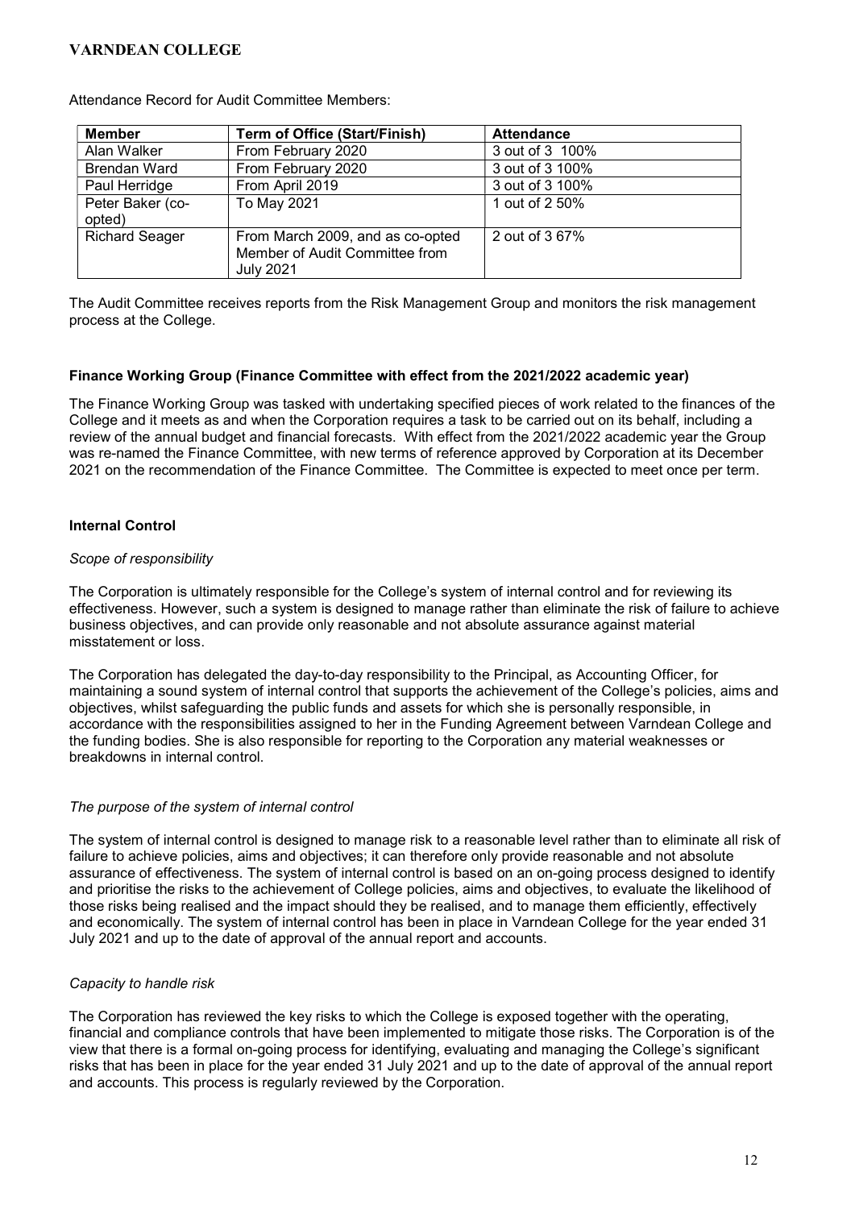Attendance Record for Audit Committee Members:

| Member | Term of Office (Start/Finish) | Attendance |
|---|---|---|
| Alan Walker | From February 2020 | 3 out of 3 100% |
| Brendan Ward | From February 2020 | 3 out of 3 100% |
| Paul Herridge | From April 2019 | 3 out of 3 100% |
| Peter Baker (co-opted) | To May 2021 | 1 out of 2 50% |
| Richard Seager | From March 2009, and as co-opted Member of Audit Committee from July 2021 | 2 out of 3 67% |

The Audit Committee receives reports from the Risk Management Group and monitors the risk management process at the College.

### Finance Working Group (Finance Committee with effect from the 2021/2022 academic year)

The Finance Working Group was tasked with undertaking specified pieces of work related to the finances of the College and it meets as and when the Corporation requires a task to be carried out on its behalf, including a review of the annual budget and financial forecasts. With effect from the 2021/2022 academic year the Group was re-named the Finance Committee, with new terms of reference approved by Corporation at its December 2021 on the recommendation of the Finance Committee. The Committee is expected to meet once per term.

### Internal Control

*Scope of responsibility*

The Corporation is ultimately responsible for the College's system of internal control and for reviewing its effectiveness. However, such a system is designed to manage rather than eliminate the risk of failure to achieve business objectives, and can provide only reasonable and not absolute assurance against material misstatement or loss.

The Corporation has delegated the day-to-day responsibility to the Principal, as Accounting Officer, for maintaining a sound system of internal control that supports the achievement of the College's policies, aims and objectives, whilst safeguarding the public funds and assets for which she is personally responsible, in accordance with the responsibilities assigned to her in the Funding Agreement between Varndean College and the funding bodies. She is also responsible for reporting to the Corporation any material weaknesses or breakdowns in internal control.

*The purpose of the system of internal control*

The system of internal control is designed to manage risk to a reasonable level rather than to eliminate all risk of failure to achieve policies, aims and objectives; it can therefore only provide reasonable and not absolute assurance of effectiveness. The system of internal control is based on an on-going process designed to identify and prioritise the risks to the achievement of College policies, aims and objectives, to evaluate the likelihood of those risks being realised and the impact should they be realised, and to manage them efficiently, effectively and economically. The system of internal control has been in place in Varndean College for the year ended 31 July 2021 and up to the date of approval of the annual report and accounts.

*Capacity to handle risk*

The Corporation has reviewed the key risks to which the College is exposed together with the operating, financial and compliance controls that have been implemented to mitigate those risks. The Corporation is of the view that there is a formal on-going process for identifying, evaluating and managing the College's significant risks that has been in place for the year ended 31 July 2021 and up to the date of approval of the annual report and accounts. This process is regularly reviewed by the Corporation.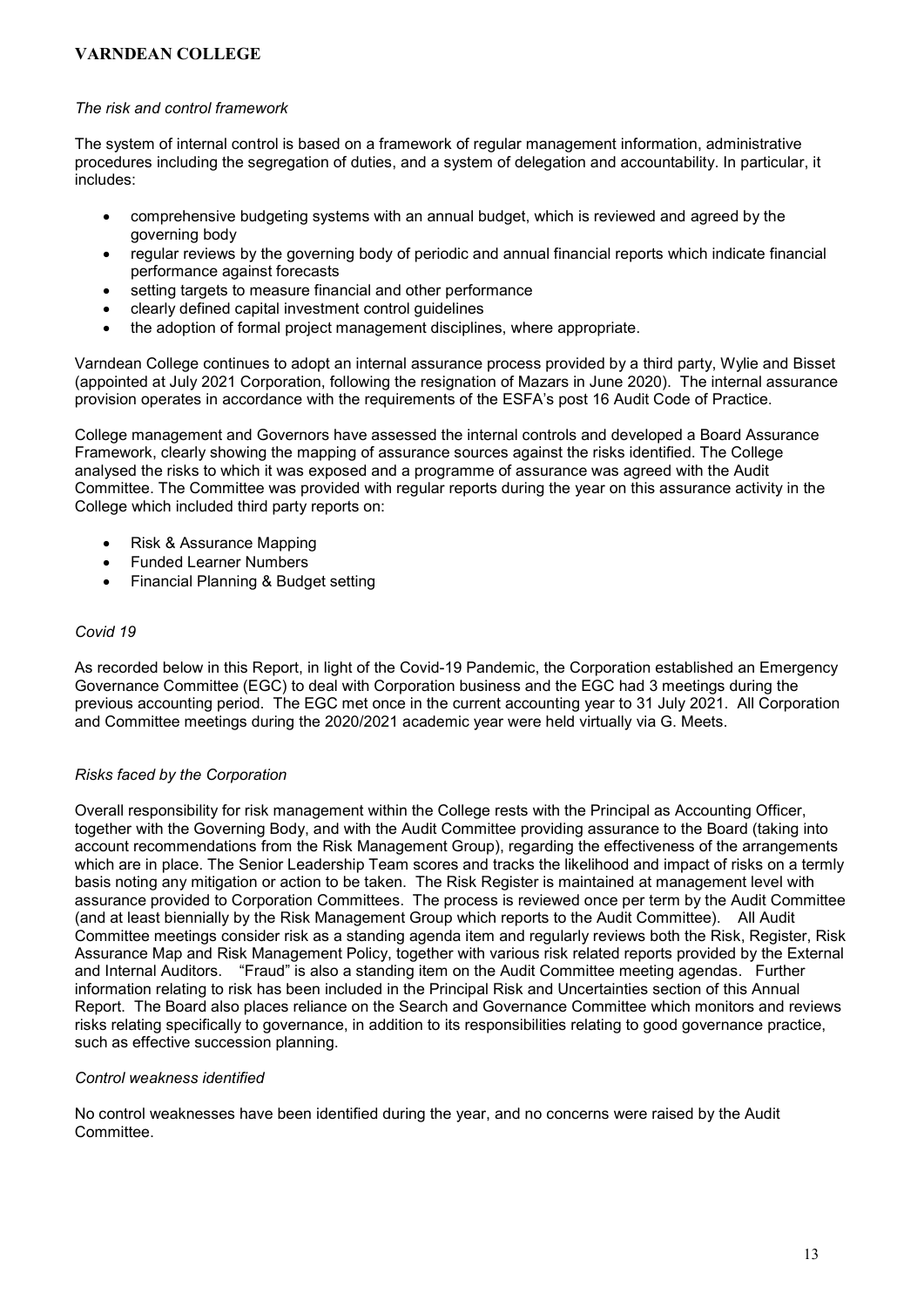*The risk and control framework*

The system of internal control is based on a framework of regular management information, administrative procedures including the segregation of duties, and a system of delegation and accountability. In particular, it includes:

- comprehensive budgeting systems with an annual budget, which is reviewed and agreed by the governing body
- regular reviews by the governing body of periodic and annual financial reports which indicate financial performance against forecasts
- setting targets to measure financial and other performance
- clearly defined capital investment control guidelines
- the adoption of formal project management disciplines, where appropriate.

Varndean College continues to adopt an internal assurance process provided by a third party, Wylie and Bisset (appointed at July 2021 Corporation, following the resignation of Mazars in June 2020). The internal assurance provision operates in accordance with the requirements of the ESFA's post 16 Audit Code of Practice.

College management and Governors have assessed the internal controls and developed a Board Assurance Framework, clearly showing the mapping of assurance sources against the risks identified. The College analysed the risks to which it was exposed and a programme of assurance was agreed with the Audit Committee. The Committee was provided with regular reports during the year on this assurance activity in the College which included third party reports on:

- Risk & Assurance Mapping
- Funded Learner Numbers
- Financial Planning & Budget setting

*Covid 19*

As recorded below in this Report, in light of the Covid-19 Pandemic, the Corporation established an Emergency Governance Committee (EGC) to deal with Corporation business and the EGC had 3 meetings during the previous accounting period. The EGC met once in the current accounting year to 31 July 2021. All Corporation and Committee meetings during the 2020/2021 academic year were held virtually via G. Meets.

*Risks faced by the Corporation*

Overall responsibility for risk management within the College rests with the Principal as Accounting Officer, together with the Governing Body, and with the Audit Committee providing assurance to the Board (taking into account recommendations from the Risk Management Group), regarding the effectiveness of the arrangements which are in place. The Senior Leadership Team scores and tracks the likelihood and impact of risks on a termly basis noting any mitigation or action to be taken. The Risk Register is maintained at management level with assurance provided to Corporation Committees. The process is reviewed once per term by the Audit Committee (and at least biennially by the Risk Management Group which reports to the Audit Committee). All Audit Committee meetings consider risk as a standing agenda item and regularly reviews both the Risk, Register, Risk Assurance Map and Risk Management Policy, together with various risk related reports provided by the External and Internal Auditors. "Fraud" is also a standing item on the Audit Committee meeting agendas. Further information relating to risk has been included in the Principal Risk and Uncertainties section of this Annual Report. The Board also places reliance on the Search and Governance Committee which monitors and reviews risks relating specifically to governance, in addition to its responsibilities relating to good governance practice, such as effective succession planning.

*Control weakness identified*

No control weaknesses have been identified during the year, and no concerns were raised by the Audit Committee.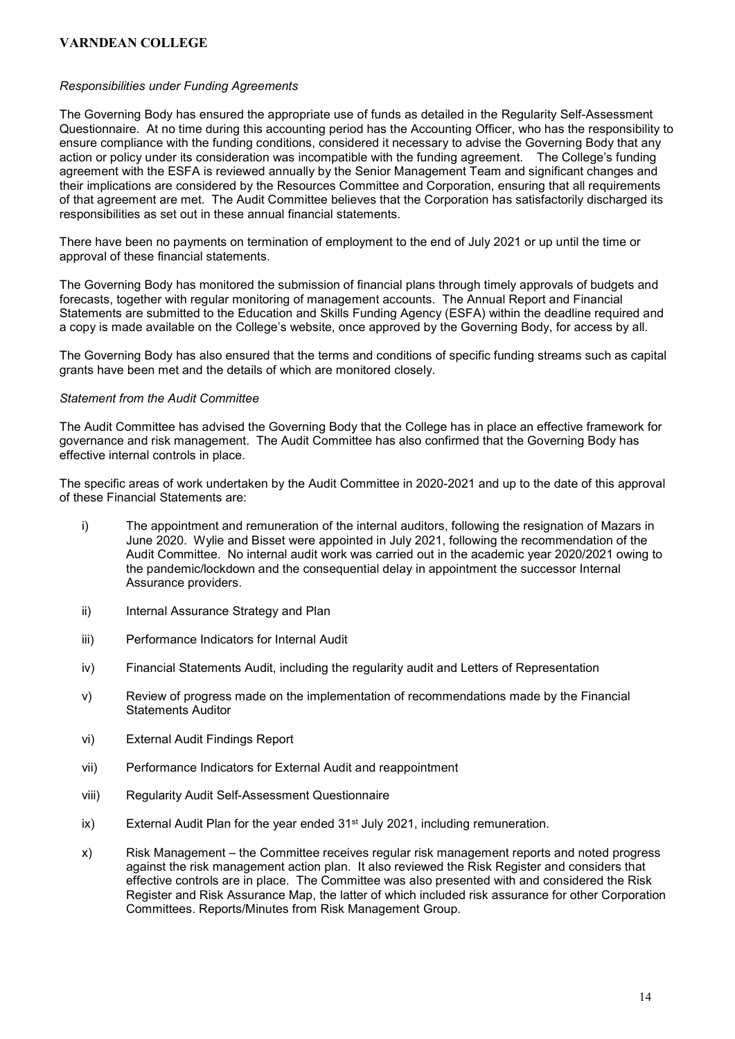*Responsibilities under Funding Agreements*

The Governing Body has ensured the appropriate use of funds as detailed in the Regularity Self-Assessment Questionnaire. At no time during this accounting period has the Accounting Officer, who has the responsibility to ensure compliance with the funding conditions, considered it necessary to advise the Governing Body that any action or policy under its consideration was incompatible with the funding agreement. The College's funding agreement with the ESFA is reviewed annually by the Senior Management Team and significant changes and their implications are considered by the Resources Committee and Corporation, ensuring that all requirements of that agreement are met. The Audit Committee believes that the Corporation has satisfactorily discharged its responsibilities as set out in these annual financial statements.

There have been no payments on termination of employment to the end of July 2021 or up until the time or approval of these financial statements.

The Governing Body has monitored the submission of financial plans through timely approvals of budgets and forecasts, together with regular monitoring of management accounts. The Annual Report and Financial Statements are submitted to the Education and Skills Funding Agency (ESFA) within the deadline required and a copy is made available on the College's website, once approved by the Governing Body, for access by all.

The Governing Body has also ensured that the terms and conditions of specific funding streams such as capital grants have been met and the details of which are monitored closely.

*Statement from the Audit Committee*

The Audit Committee has advised the Governing Body that the College has in place an effective framework for governance and risk management. The Audit Committee has also confirmed that the Governing Body has effective internal controls in place.

The specific areas of work undertaken by the Audit Committee in 2020-2021 and up to the date of this approval of these Financial Statements are:

i) The appointment and remuneration of the internal auditors, following the resignation of Mazars in June 2020. Wylie and Bisset were appointed in July 2021, following the recommendation of the Audit Committee. No internal audit work was carried out in the academic year 2020/2021 owing to the pandemic/lockdown and the consequential delay in appointment the successor Internal Assurance providers.

ii) Internal Assurance Strategy and Plan

iii) Performance Indicators for Internal Audit

iv) Financial Statements Audit, including the regularity audit and Letters of Representation

v) Review of progress made on the implementation of recommendations made by the Financial Statements Auditor

vi) External Audit Findings Report

vii) Performance Indicators for External Audit and reappointment

viii) Regularity Audit Self-Assessment Questionnaire

ix) External Audit Plan for the year ended 31st July 2021, including remuneration.

x) Risk Management – the Committee receives regular risk management reports and noted progress against the risk management action plan. It also reviewed the Risk Register and considers that effective controls are in place. The Committee was also presented with and considered the Risk Register and Risk Assurance Map, the latter of which included risk assurance for other Corporation Committees. Reports/Minutes from Risk Management Group.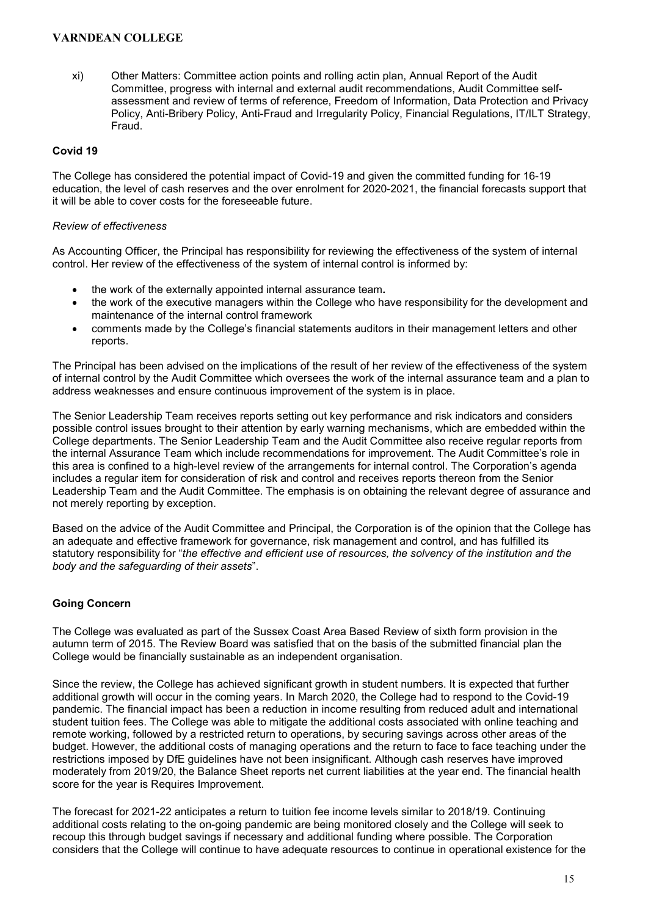xi) Other Matters: Committee action points and rolling actin plan, Annual Report of the Audit Committee, progress with internal and external audit recommendations, Audit Committee self-assessment and review of terms of reference, Freedom of Information, Data Protection and Privacy Policy, Anti-Bribery Policy, Anti-Fraud and Irregularity Policy, Financial Regulations, IT/ILT Strategy, Fraud.

**Covid 19**

The College has considered the potential impact of Covid-19 and given the committed funding for 16-19 education, the level of cash reserves and the over enrolment for 2020-2021, the financial forecasts support that it will be able to cover costs for the foreseeable future.

*Review of effectiveness*

As Accounting Officer, the Principal has responsibility for reviewing the effectiveness of the system of internal control. Her review of the effectiveness of the system of internal control is informed by:

- the work of the externally appointed internal assurance team**.**
- the work of the executive managers within the College who have responsibility for the development and maintenance of the internal control framework
- comments made by the College's financial statements auditors in their management letters and other reports.

The Principal has been advised on the implications of the result of her review of the effectiveness of the system of internal control by the Audit Committee which oversees the work of the internal assurance team and a plan to address weaknesses and ensure continuous improvement of the system is in place.

The Senior Leadership Team receives reports setting out key performance and risk indicators and considers possible control issues brought to their attention by early warning mechanisms, which are embedded within the College departments. The Senior Leadership Team and the Audit Committee also receive regular reports from the internal Assurance Team which include recommendations for improvement. The Audit Committee's role in this area is confined to a high-level review of the arrangements for internal control. The Corporation's agenda includes a regular item for consideration of risk and control and receives reports thereon from the Senior Leadership Team and the Audit Committee. The emphasis is on obtaining the relevant degree of assurance and not merely reporting by exception.

Based on the advice of the Audit Committee and Principal, the Corporation is of the opinion that the College has an adequate and effective framework for governance, risk management and control, and has fulfilled its statutory responsibility for "*the effective and efficient use of resources, the solvency of the institution and the body and the safeguarding of their assets*".

**Going Concern**

The College was evaluated as part of the Sussex Coast Area Based Review of sixth form provision in the autumn term of 2015. The Review Board was satisfied that on the basis of the submitted financial plan the College would be financially sustainable as an independent organisation.

Since the review, the College has achieved significant growth in student numbers. It is expected that further additional growth will occur in the coming years. In March 2020, the College had to respond to the Covid-19 pandemic. The financial impact has been a reduction in income resulting from reduced adult and international student tuition fees. The College was able to mitigate the additional costs associated with online teaching and remote working, followed by a restricted return to operations, by securing savings across other areas of the budget. However, the additional costs of managing operations and the return to face to face teaching under the restrictions imposed by DfE guidelines have not been insignificant. Although cash reserves have improved moderately from 2019/20, the Balance Sheet reports net current liabilities at the year end. The financial health score for the year is Requires Improvement.

The forecast for 2021-22 anticipates a return to tuition fee income levels similar to 2018/19. Continuing additional costs relating to the on-going pandemic are being monitored closely and the College will seek to recoup this through budget savings if necessary and additional funding where possible. The Corporation considers that the College will continue to have adequate resources to continue in operational existence for the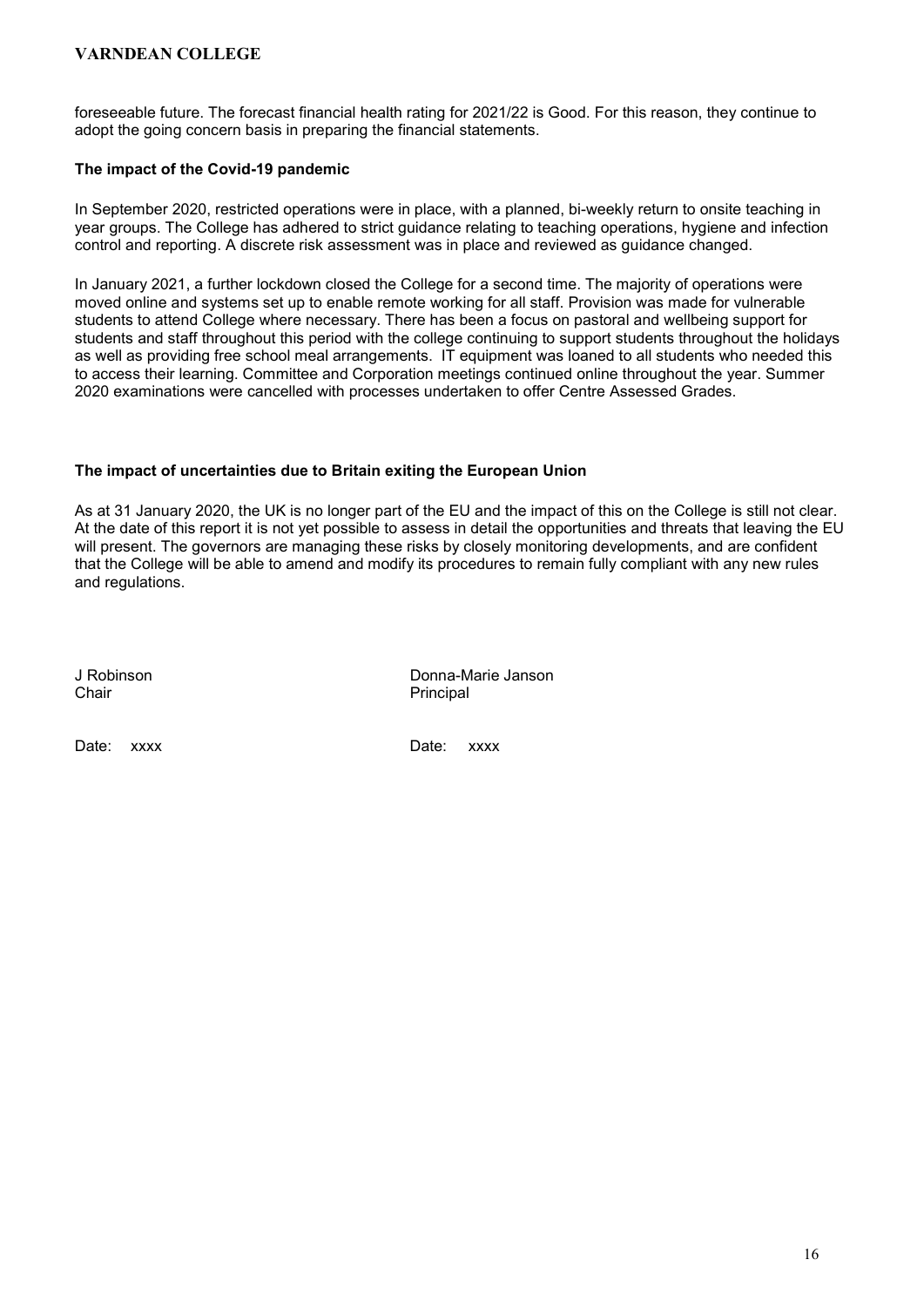foreseeable future. The forecast financial health rating for 2021/22 is Good. For this reason, they continue to adopt the going concern basis in preparing the financial statements.

### The impact of the Covid-19 pandemic

In September 2020, restricted operations were in place, with a planned, bi-weekly return to onsite teaching in year groups. The College has adhered to strict guidance relating to teaching operations, hygiene and infection control and reporting. A discrete risk assessment was in place and reviewed as guidance changed.

In January 2021, a further lockdown closed the College for a second time. The majority of operations were moved online and systems set up to enable remote working for all staff. Provision was made for vulnerable students to attend College where necessary. There has been a focus on pastoral and wellbeing support for students and staff throughout this period with the college continuing to support students throughout the holidays as well as providing free school meal arrangements. IT equipment was loaned to all students who needed this to access their learning. Committee and Corporation meetings continued online throughout the year. Summer 2020 examinations were cancelled with processes undertaken to offer Centre Assessed Grades.

### The impact of uncertainties due to Britain exiting the European Union

As at 31 January 2020, the UK is no longer part of the EU and the impact of this on the College is still not clear. At the date of this report it is not yet possible to assess in detail the opportunities and threats that leaving the EU will present. The governors are managing these risks by closely monitoring developments, and are confident that the College will be able to amend and modify its procedures to remain fully compliant with any new rules and regulations.

J Robinson
Chair

Date: xxxx

Donna-Marie Janson
Principal

Date: xxxx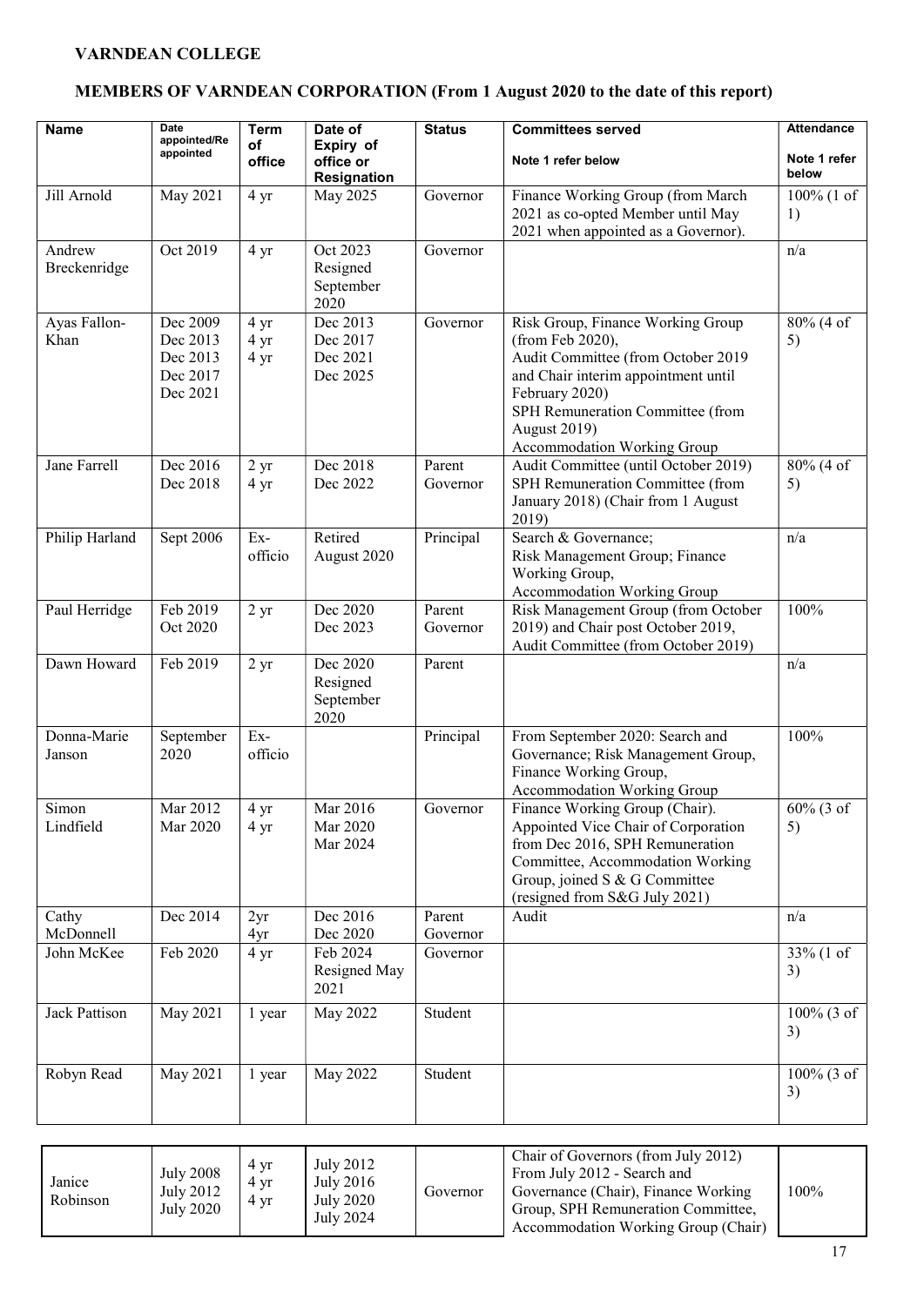**VARNDEAN COLLEGE**

**MEMBERS OF VARNDEAN CORPORATION (From 1 August 2020 to the date of this report)**

| Name | Date appointed/Re appointed | Term of office | Date of Expiry of office or Resignation | Status | Committees served<br>Note 1 refer below | Attendance<br>Note 1 refer below |
|---|---|---|---|---|---|---|
| Jill Arnold | May 2021 | 4 yr | May 2025 | Governor | Finance Working Group (from March 2021 as co-opted Member until May 2021 when appointed as a Governor). | 100% (1 of 1) |
| Andrew Breckenridge | Oct 2019 | 4 yr | Oct 2023 Resigned September 2020 | Governor | | n/a |
| Ayas Fallon-Khan | Dec 2009<br>Dec 2013<br>Dec 2013<br>Dec 2017<br>Dec 2021 | 4 yr<br>4 yr<br>4 yr | Dec 2013<br>Dec 2017<br>Dec 2021<br>Dec 2025 | Governor | Risk Group, Finance Working Group (from Feb 2020),<br>Audit Committee (from October 2019 and Chair interim appointment until February 2020)<br>SPH Remuneration Committee (from August 2019)<br>Accommodation Working Group | 80% (4 of 5) |
| Jane Farrell | Dec 2016<br>Dec 2018 | 2 yr<br>4 yr | Dec 2018<br>Dec 2022 | Parent Governor | Audit Committee (until October 2019)<br>SPH Remuneration Committee (from January 2018) (Chair from 1 August 2019) | 80% (4 of 5) |
| Philip Harland | Sept 2006 | Ex-officio | Retired August 2020 | Principal | Search & Governance;<br>Risk Management Group; Finance Working Group,<br>Accommodation Working Group | n/a |
| Paul Herridge | Feb 2019<br>Oct 2020 | 2 yr | Dec 2020<br>Dec 2023 | Parent Governor | Risk Management Group (from October 2019) and Chair post October 2019, Audit Committee (from October 2019) | 100% |
| Dawn Howard | Feb 2019 | 2 yr | Dec 2020 Resigned September 2020 | Parent | | n/a |
| Donna-Marie Janson | September 2020 | Ex-officio | | Principal | From September 2020: Search and Governance; Risk Management Group, Finance Working Group,<br>Accommodation Working Group | 100% |
| Simon Lindfield | Mar 2012<br>Mar 2020 | 4 yr<br>4 yr | Mar 2016<br>Mar 2020<br>Mar 2024 | Governor | Finance Working Group (Chair).<br>Appointed Vice Chair of Corporation from Dec 2016, SPH Remuneration Committee, Accommodation Working Group, joined S & G Committee (resigned from S&G July 2021) | 60% (3 of 5) |
| Cathy McDonnell | Dec 2014 | 2yr<br>4yr | Dec 2016<br>Dec 2020 | Parent Governor | Audit | n/a |
| John McKee | Feb 2020 | 4 yr | Feb 2024 Resigned May 2021 | Governor | | 33% (1 of 3) |
| Jack Pattison | May 2021 | 1 year | May 2022 | Student | | 100% (3 of 3) |
| Robyn Read | May 2021 | 1 year | May 2022 | Student | | 100% (3 of 3) |
| Janice Robinson | July 2008<br>July 2012<br>July 2020 | 4 yr<br>4 yr<br>4 yr | July 2012<br>July 2016<br>July 2020<br>July 2024 | Governor | Chair of Governors (from July 2012)<br>From July 2012 - Search and Governance (Chair), Finance Working Group, SPH Remuneration Committee, Accommodation Working Group (Chair) | 100% |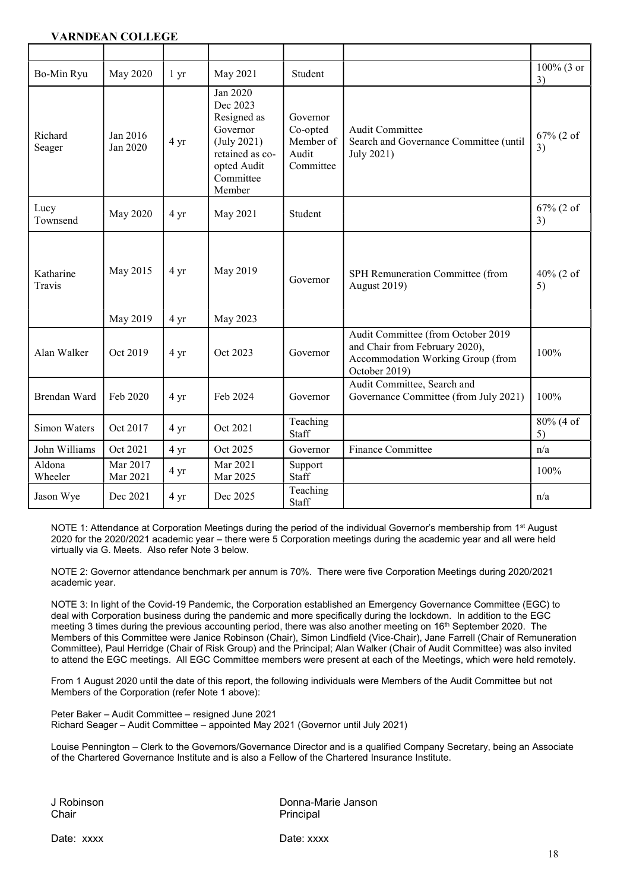**VARNDEAN COLLEGE**

| | | | | | | |
|---|---|---|---|---|---|---|
| Bo-Min Ryu | May 2020 | 1 yr | May 2021 | Student | | 100% (3 or 3) |
| Richard Seager | Jan 2016<br>Jan 2020 | 4 yr | Jan 2020<br>Dec 2023<br>Resigned as Governor (July 2021) retained as co-opted Audit Committee Member | Governor<br>Co-opted Member of Audit Committee | Audit Committee<br>Search and Governance Committee (until July 2021) | 67% (2 of 3) |
| Lucy Townsend | May 2020 | 4 yr | May 2021 | Student | | 67% (2 of 3) |
| Katharine Travis | May 2015<br><br>May 2019 | 4 yr<br><br>4 yr | May 2019<br><br>May 2023 | Governor | SPH Remuneration Committee (from August 2019) | 40% (2 of 5) |
| Alan Walker | Oct 2019 | 4 yr | Oct 2023 | Governor | Audit Committee (from October 2019 and Chair from February 2020), Accommodation Working Group (from October 2019) | 100% |
| Brendan Ward | Feb 2020 | 4 yr | Feb 2024 | Governor | Audit Committee, Search and Governance Committee (from July 2021) | 100% |
| Simon Waters | Oct 2017 | 4 yr | Oct 2021 | Teaching Staff | | 80% (4 of 5) |
| John Williams | Oct 2021 | 4 yr | Oct 2025 | Governor | Finance Committee | n/a |
| Aldona Wheeler | Mar 2017<br>Mar 2021 | 4 yr | Mar 2021<br>Mar 2025 | Support Staff | | 100% |
| Jason Wye | Dec 2021 | 4 yr | Dec 2025 | Teaching Staff | | n/a |

NOTE 1: Attendance at Corporation Meetings during the period of the individual Governor's membership from 1st August 2020 for the 2020/2021 academic year – there were 5 Corporation meetings during the academic year and all were held virtually via G. Meets. Also refer Note 3 below.

NOTE 2: Governor attendance benchmark per annum is 70%. There were five Corporation Meetings during 2020/2021 academic year.

NOTE 3: In light of the Covid-19 Pandemic, the Corporation established an Emergency Governance Committee (EGC) to deal with Corporation business during the pandemic and more specifically during the lockdown. In addition to the EGC meeting 3 times during the previous accounting period, there was also another meeting on 16th September 2020. The Members of this Committee were Janice Robinson (Chair), Simon Lindfield (Vice-Chair), Jane Farrell (Chair of Remuneration Committee), Paul Herridge (Chair of Risk Group) and the Principal; Alan Walker (Chair of Audit Committee) was also invited to attend the EGC meetings. All EGC Committee members were present at each of the Meetings, which were held remotely.

From 1 August 2020 until the date of this report, the following individuals were Members of the Audit Committee but not Members of the Corporation (refer Note 1 above):

Peter Baker – Audit Committee – resigned June 2021
Richard Seager – Audit Committee – appointed May 2021 (Governor until July 2021)

Louise Pennington – Clerk to the Governors/Governance Director and is a qualified Company Secretary, being an Associate of the Chartered Governance Institute and is also a Fellow of the Chartered Insurance Institute.

J Robinson
Chair

Date: xxxx

Donna-Marie Janson
Principal

Date: xxxx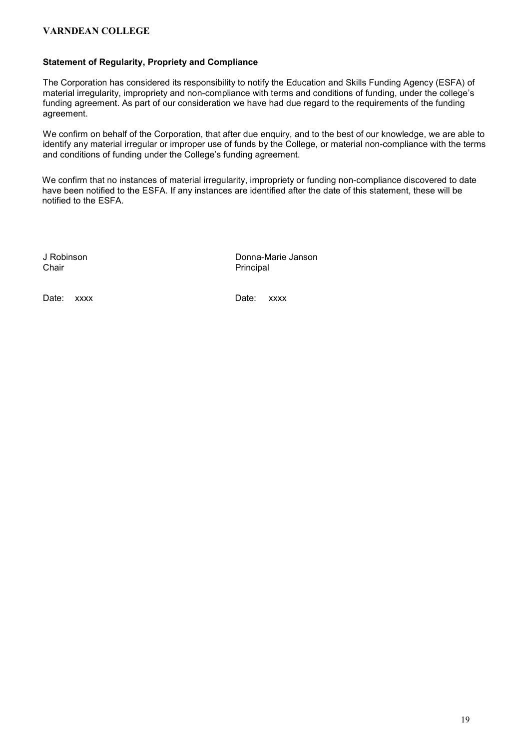**Statement of Regularity, Propriety and Compliance**

The Corporation has considered its responsibility to notify the Education and Skills Funding Agency (ESFA) of material irregularity, impropriety and non-compliance with terms and conditions of funding, under the college's funding agreement. As part of our consideration we have had due regard to the requirements of the funding agreement.

We confirm on behalf of the Corporation, that after due enquiry, and to the best of our knowledge, we are able to identify any material irregular or improper use of funds by the College, or material non-compliance with the terms and conditions of funding under the College's funding agreement.

We confirm that no instances of material irregularity, impropriety or funding non-compliance discovered to date have been notified to the ESFA. If any instances are identified after the date of this statement, these will be notified to the ESFA.

J Robinson
Chair

Date: xxxx

Donna-Marie Janson
Principal

Date: xxxx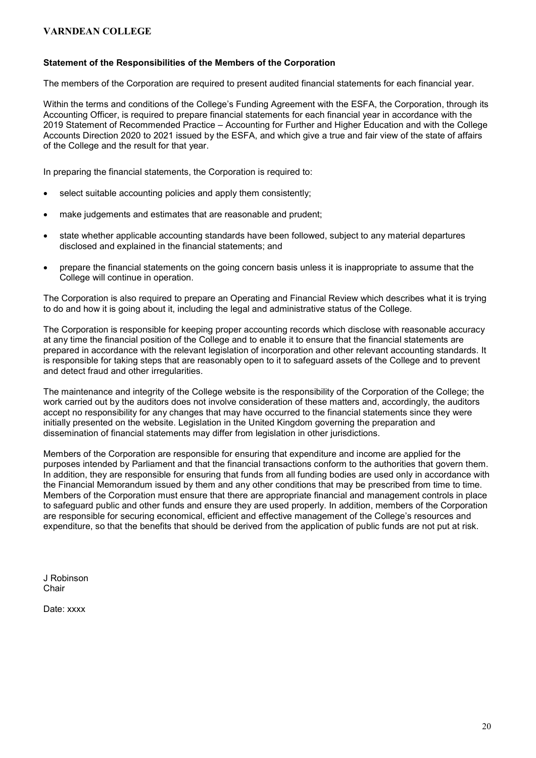### Statement of the Responsibilities of the Members of the Corporation

The members of the Corporation are required to present audited financial statements for each financial year.

Within the terms and conditions of the College's Funding Agreement with the ESFA, the Corporation, through its Accounting Officer, is required to prepare financial statements for each financial year in accordance with the 2019 Statement of Recommended Practice – Accounting for Further and Higher Education and with the College Accounts Direction 2020 to 2021 issued by the ESFA, and which give a true and fair view of the state of affairs of the College and the result for that year.

In preparing the financial statements, the Corporation is required to:

- select suitable accounting policies and apply them consistently;
- make judgements and estimates that are reasonable and prudent;
- state whether applicable accounting standards have been followed, subject to any material departures disclosed and explained in the financial statements; and
- prepare the financial statements on the going concern basis unless it is inappropriate to assume that the College will continue in operation.

The Corporation is also required to prepare an Operating and Financial Review which describes what it is trying to do and how it is going about it, including the legal and administrative status of the College.

The Corporation is responsible for keeping proper accounting records which disclose with reasonable accuracy at any time the financial position of the College and to enable it to ensure that the financial statements are prepared in accordance with the relevant legislation of incorporation and other relevant accounting standards. It is responsible for taking steps that are reasonably open to it to safeguard assets of the College and to prevent and detect fraud and other irregularities.

The maintenance and integrity of the College website is the responsibility of the Corporation of the College; the work carried out by the auditors does not involve consideration of these matters and, accordingly, the auditors accept no responsibility for any changes that may have occurred to the financial statements since they were initially presented on the website. Legislation in the United Kingdom governing the preparation and dissemination of financial statements may differ from legislation in other jurisdictions.

Members of the Corporation are responsible for ensuring that expenditure and income are applied for the purposes intended by Parliament and that the financial transactions conform to the authorities that govern them. In addition, they are responsible for ensuring that funds from all funding bodies are used only in accordance with the Financial Memorandum issued by them and any other conditions that may be prescribed from time to time. Members of the Corporation must ensure that there are appropriate financial and management controls in place to safeguard public and other funds and ensure they are used properly. In addition, members of the Corporation are responsible for securing economical, efficient and effective management of the College's resources and expenditure, so that the benefits that should be derived from the application of public funds are not put at risk.

J Robinson
Chair

Date: xxxx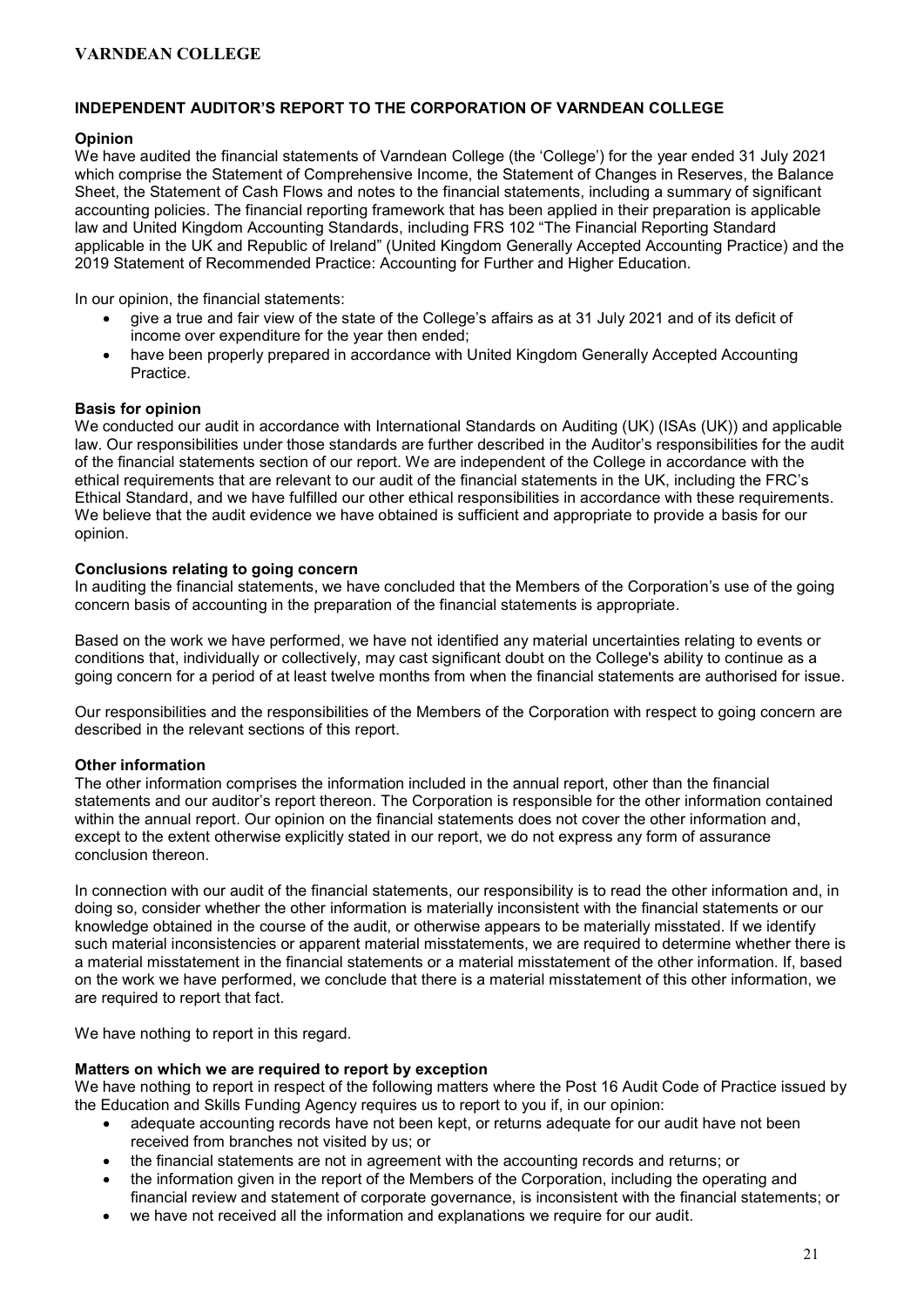## INDEPENDENT AUDITOR'S REPORT TO THE CORPORATION OF VARNDEAN COLLEGE

### Opinion

We have audited the financial statements of Varndean College (the 'College') for the year ended 31 July 2021 which comprise the Statement of Comprehensive Income, the Statement of Changes in Reserves, the Balance Sheet, the Statement of Cash Flows and notes to the financial statements, including a summary of significant accounting policies. The financial reporting framework that has been applied in their preparation is applicable law and United Kingdom Accounting Standards, including FRS 102 "The Financial Reporting Standard applicable in the UK and Republic of Ireland" (United Kingdom Generally Accepted Accounting Practice) and the 2019 Statement of Recommended Practice: Accounting for Further and Higher Education.

In our opinion, the financial statements:

- give a true and fair view of the state of the College's affairs as at 31 July 2021 and of its deficit of income over expenditure for the year then ended;
- have been properly prepared in accordance with United Kingdom Generally Accepted Accounting Practice.

### Basis for opinion

We conducted our audit in accordance with International Standards on Auditing (UK) (ISAs (UK)) and applicable law. Our responsibilities under those standards are further described in the Auditor's responsibilities for the audit of the financial statements section of our report. We are independent of the College in accordance with the ethical requirements that are relevant to our audit of the financial statements in the UK, including the FRC's Ethical Standard, and we have fulfilled our other ethical responsibilities in accordance with these requirements. We believe that the audit evidence we have obtained is sufficient and appropriate to provide a basis for our opinion.

### Conclusions relating to going concern

In auditing the financial statements, we have concluded that the Members of the Corporation's use of the going concern basis of accounting in the preparation of the financial statements is appropriate.

Based on the work we have performed, we have not identified any material uncertainties relating to events or conditions that, individually or collectively, may cast significant doubt on the College's ability to continue as a going concern for a period of at least twelve months from when the financial statements are authorised for issue.

Our responsibilities and the responsibilities of the Members of the Corporation with respect to going concern are described in the relevant sections of this report.

### Other information

The other information comprises the information included in the annual report, other than the financial statements and our auditor's report thereon. The Corporation is responsible for the other information contained within the annual report. Our opinion on the financial statements does not cover the other information and, except to the extent otherwise explicitly stated in our report, we do not express any form of assurance conclusion thereon.

In connection with our audit of the financial statements, our responsibility is to read the other information and, in doing so, consider whether the other information is materially inconsistent with the financial statements or our knowledge obtained in the course of the audit, or otherwise appears to be materially misstated. If we identify such material inconsistencies or apparent material misstatements, we are required to determine whether there is a material misstatement in the financial statements or a material misstatement of the other information. If, based on the work we have performed, we conclude that there is a material misstatement of this other information, we are required to report that fact.

We have nothing to report in this regard.

### Matters on which we are required to report by exception

We have nothing to report in respect of the following matters where the Post 16 Audit Code of Practice issued by the Education and Skills Funding Agency requires us to report to you if, in our opinion:

- adequate accounting records have not been kept, or returns adequate for our audit have not been received from branches not visited by us; or
- the financial statements are not in agreement with the accounting records and returns; or
- the information given in the report of the Members of the Corporation, including the operating and financial review and statement of corporate governance, is inconsistent with the financial statements; or
- we have not received all the information and explanations we require for our audit.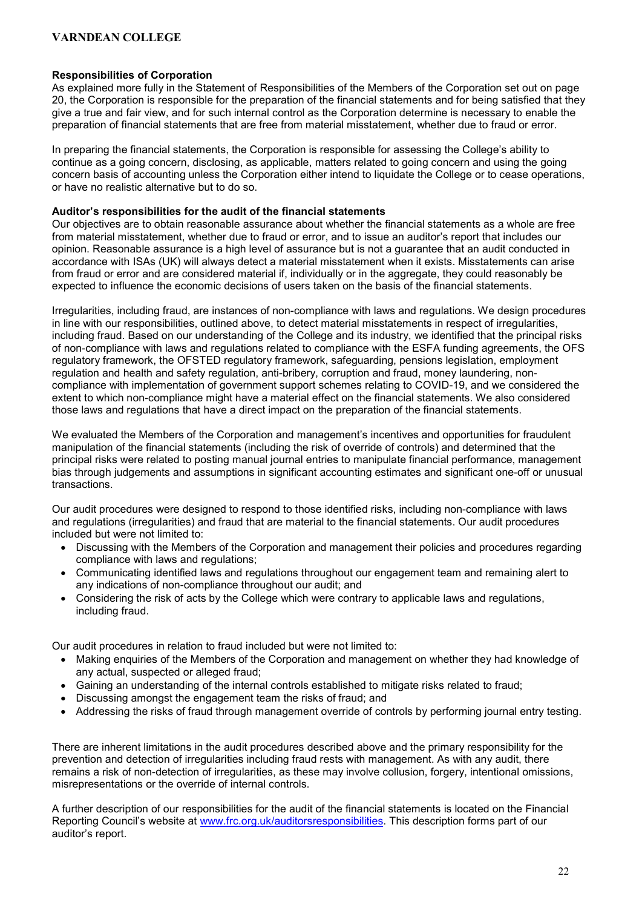**Responsibilities of Corporation**

As explained more fully in the Statement of Responsibilities of the Members of the Corporation set out on page 20, the Corporation is responsible for the preparation of the financial statements and for being satisfied that they give a true and fair view, and for such internal control as the Corporation determine is necessary to enable the preparation of financial statements that are free from material misstatement, whether due to fraud or error.

In preparing the financial statements, the Corporation is responsible for assessing the College's ability to continue as a going concern, disclosing, as applicable, matters related to going concern and using the going concern basis of accounting unless the Corporation either intend to liquidate the College or to cease operations, or have no realistic alternative but to do so.

**Auditor's responsibilities for the audit of the financial statements**

Our objectives are to obtain reasonable assurance about whether the financial statements as a whole are free from material misstatement, whether due to fraud or error, and to issue an auditor's report that includes our opinion. Reasonable assurance is a high level of assurance but is not a guarantee that an audit conducted in accordance with ISAs (UK) will always detect a material misstatement when it exists. Misstatements can arise from fraud or error and are considered material if, individually or in the aggregate, they could reasonably be expected to influence the economic decisions of users taken on the basis of the financial statements.

Irregularities, including fraud, are instances of non-compliance with laws and regulations. We design procedures in line with our responsibilities, outlined above, to detect material misstatements in respect of irregularities, including fraud. Based on our understanding of the College and its industry, we identified that the principal risks of non-compliance with laws and regulations related to compliance with the ESFA funding agreements, the OFS regulatory framework, the OFSTED regulatory framework, safeguarding, pensions legislation, employment regulation and health and safety regulation, anti-bribery, corruption and fraud, money laundering, non-compliance with implementation of government support schemes relating to COVID-19, and we considered the extent to which non-compliance might have a material effect on the financial statements. We also considered those laws and regulations that have a direct impact on the preparation of the financial statements.

We evaluated the Members of the Corporation and management's incentives and opportunities for fraudulent manipulation of the financial statements (including the risk of override of controls) and determined that the principal risks were related to posting manual journal entries to manipulate financial performance, management bias through judgements and assumptions in significant accounting estimates and significant one-off or unusual transactions.

Our audit procedures were designed to respond to those identified risks, including non-compliance with laws and regulations (irregularities) and fraud that are material to the financial statements. Our audit procedures included but were not limited to:

- Discussing with the Members of the Corporation and management their policies and procedures regarding compliance with laws and regulations;
- Communicating identified laws and regulations throughout our engagement team and remaining alert to any indications of non-compliance throughout our audit; and
- Considering the risk of acts by the College which were contrary to applicable laws and regulations, including fraud.

Our audit procedures in relation to fraud included but were not limited to:

- Making enquiries of the Members of the Corporation and management on whether they had knowledge of any actual, suspected or alleged fraud;
- Gaining an understanding of the internal controls established to mitigate risks related to fraud;
- Discussing amongst the engagement team the risks of fraud; and
- Addressing the risks of fraud through management override of controls by performing journal entry testing.

There are inherent limitations in the audit procedures described above and the primary responsibility for the prevention and detection of irregularities including fraud rests with management. As with any audit, there remains a risk of non-detection of irregularities, as these may involve collusion, forgery, intentional omissions, misrepresentations or the override of internal controls.

A further description of our responsibilities for the audit of the financial statements is located on the Financial Reporting Council's website at www.frc.org.uk/auditorsresponsibilities. This description forms part of our auditor's report.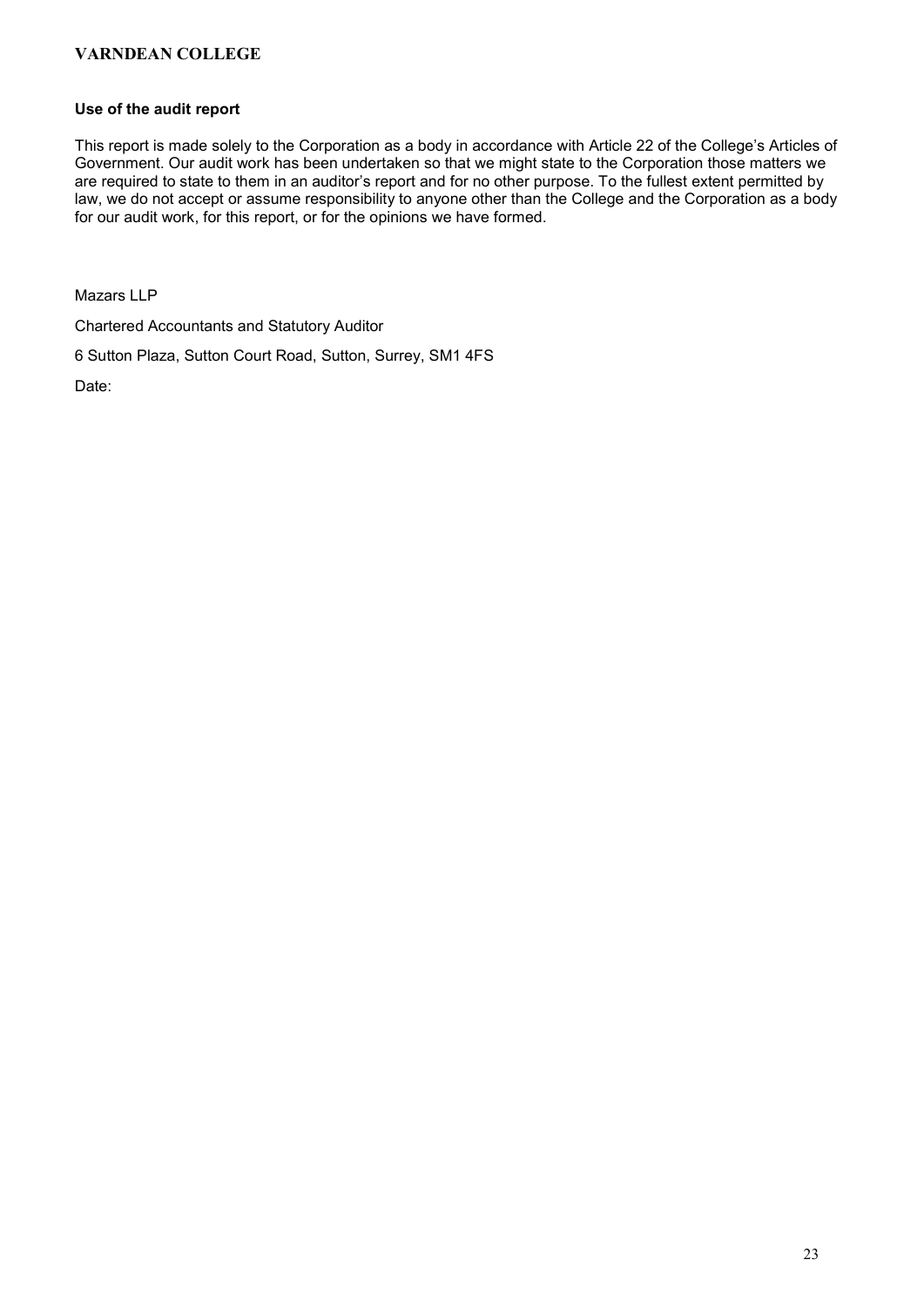### Use of the audit report

This report is made solely to the Corporation as a body in accordance with Article 22 of the College's Articles of Government. Our audit work has been undertaken so that we might state to the Corporation those matters we are required to state to them in an auditor's report and for no other purpose. To the fullest extent permitted by law, we do not accept or assume responsibility to anyone other than the College and the Corporation as a body for our audit work, for this report, or for the opinions we have formed.

Mazars LLP

Chartered Accountants and Statutory Auditor

6 Sutton Plaza, Sutton Court Road, Sutton, Surrey, SM1 4FS

Date: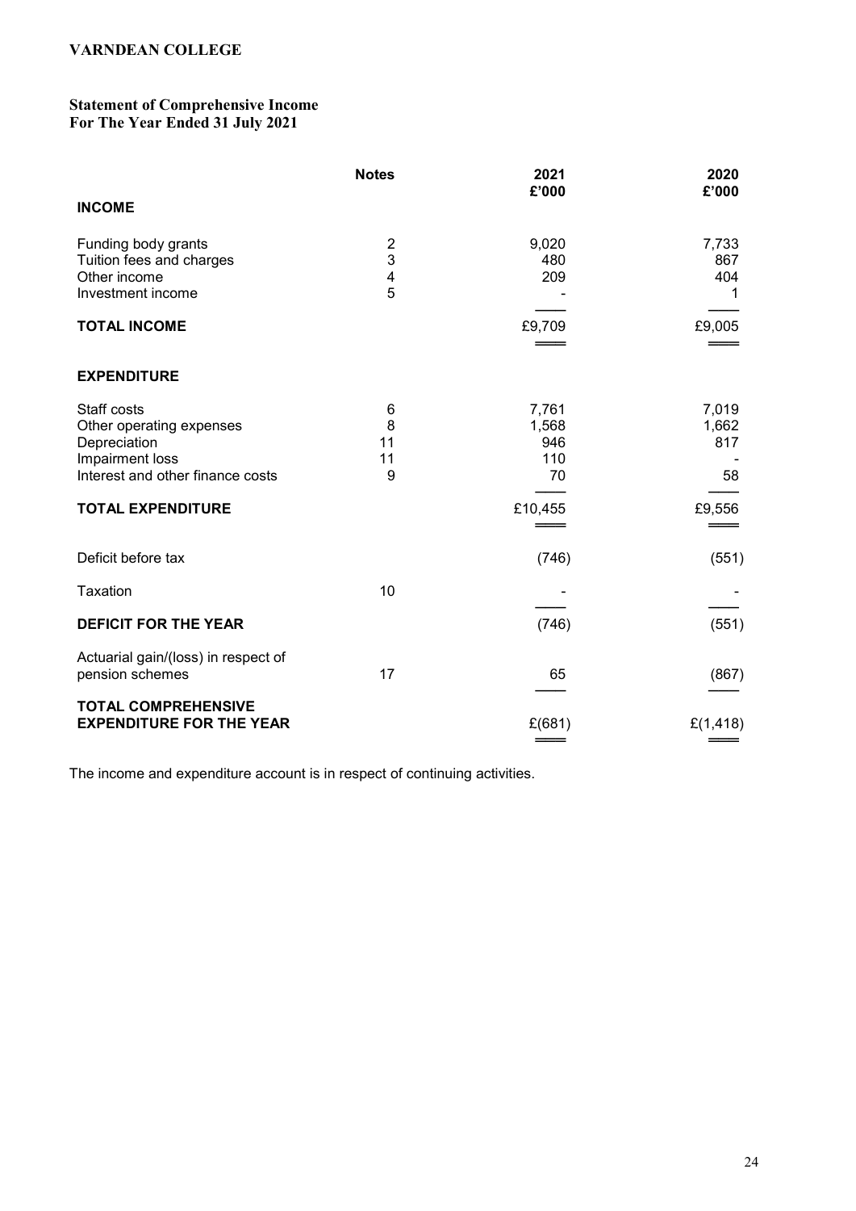# VARNDEAN COLLEGE

## Statement of Comprehensive Income
## For The Year Ended 31 July 2021

| | Notes | 2021 £'000 | 2020 £'000 |
|---|---|---|---|
| **INCOME** | | | |
| Funding body grants | 2 | 9,020 | 7,733 |
| Tuition fees and charges | 3 | 480 | 867 |
| Other income | 4 | 209 | 404 |
| Investment income | 5 | - | 1 |
| **TOTAL INCOME** | | £9,709 | £9,005 |
| **EXPENDITURE** | | | |
| Staff costs | 6 | 7,761 | 7,019 |
| Other operating expenses | 8 | 1,568 | 1,662 |
| Depreciation | 11 | 946 | 817 |
| Impairment loss | 11 | 110 | - |
| Interest and other finance costs | 9 | 70 | 58 |
| **TOTAL EXPENDITURE** | | £10,455 | £9,556 |
| Deficit before tax | | (746) | (551) |
| Taxation | 10 | - | - |
| **DEFICIT FOR THE YEAR** | | (746) | (551) |
| Actuarial gain/(loss) in respect of pension schemes | 17 | 65 | (867) |
| **TOTAL COMPREHENSIVE EXPENDITURE FOR THE YEAR** | | £(681) | £(1,418) |

The income and expenditure account is in respect of continuing activities.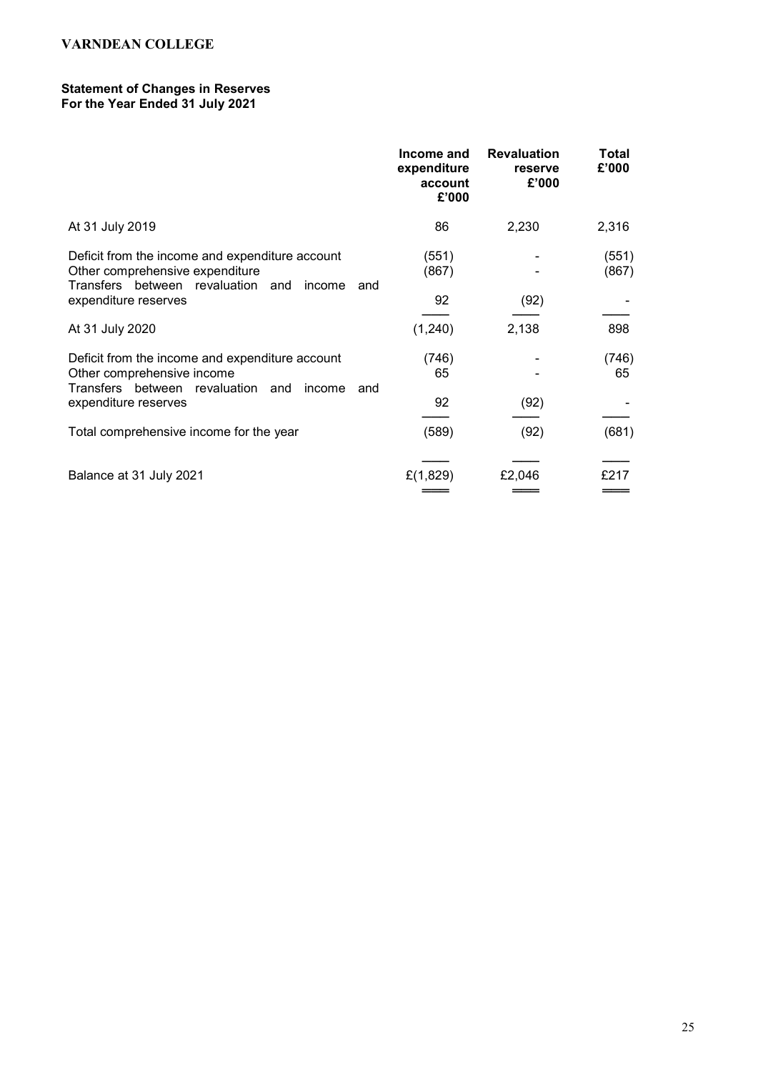# VARNDEAN COLLEGE

## Statement of Changes in Reserves
**For the Year Ended 31 July 2021**

| | Income and expenditure account £'000 | Revaluation reserve £'000 | Total £'000 |
|---|---|---|---|
| At 31 July 2019 | 86 | 2,230 | 2,316 |
| Deficit from the income and expenditure account | (551) | - | (551) |
| Other comprehensive expenditure | (867) | - | (867) |
| Transfers between revaluation and income and expenditure reserves | 92 | (92) | - |
| At 31 July 2020 | (1,240) | 2,138 | 898 |
| Deficit from the income and expenditure account | (746) | - | (746) |
| Other comprehensive income | 65 | - | 65 |
| Transfers between revaluation and income and expenditure reserves | 92 | (92) | - |
| Total comprehensive income for the year | (589) | (92) | (681) |
| Balance at 31 July 2021 | £(1,829) | £2,046 | £217 |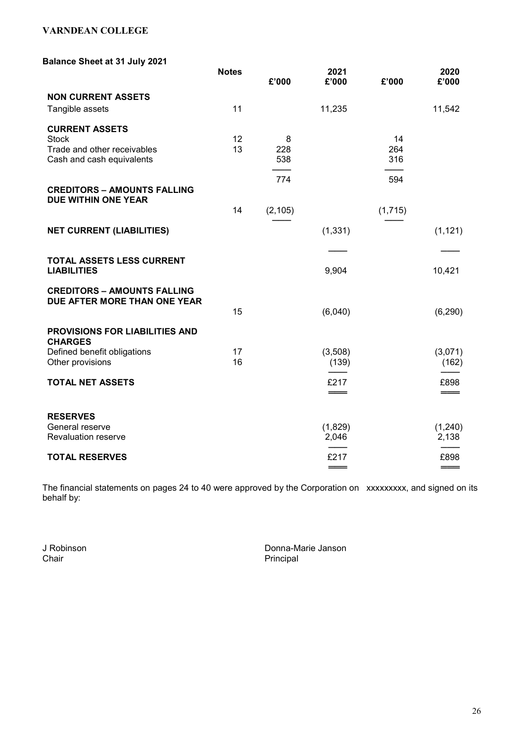**VARNDEAN COLLEGE**

**Balance Sheet at 31 July 2021**

| | Notes | £'000 | 2021 £'000 | £'000 | 2020 £'000 |
|---|---|---|---|---|---|
| **NON CURRENT ASSETS** | | | | | |
| Tangible assets | 11 | | 11,235 | | 11,542 |
| **CURRENT ASSETS** | | | | | |
| Stock | 12 | 8 | | 14 | |
| Trade and other receivables | 13 | 228 | | 264 | |
| Cash and cash equivalents | | 538 | | 316 | |
| | | 774 | | 594 | |
| **CREDITORS – AMOUNTS FALLING DUE WITHIN ONE YEAR** | 14 | (2,105) | | (1,715) | |
| **NET CURRENT (LIABILITIES)** | | | (1,331) | | (1,121) |
| **TOTAL ASSETS LESS CURRENT LIABILITIES** | | | 9,904 | | 10,421 |
| **CREDITORS – AMOUNTS FALLING DUE AFTER MORE THAN ONE YEAR** | 15 | | (6,040) | | (6,290) |
| **PROVISIONS FOR LIABILITIES AND CHARGES** | | | | | |
| Defined benefit obligations | 17 | | (3,508) | | (3,071) |
| Other provisions | 16 | | (139) | | (162) |
| **TOTAL NET ASSETS** | | | £217 | | £898 |
| **RESERVES** | | | | | |
| General reserve | | | (1,829) | | (1,240) |
| Revaluation reserve | | | 2,046 | | 2,138 |
| **TOTAL RESERVES** | | | £217 | | £898 |

The financial statements on pages 24 to 40 were approved by the Corporation on xxxxxxxxx, and signed on its behalf by:

J Robinson
Chair

Donna-Marie Janson
Principal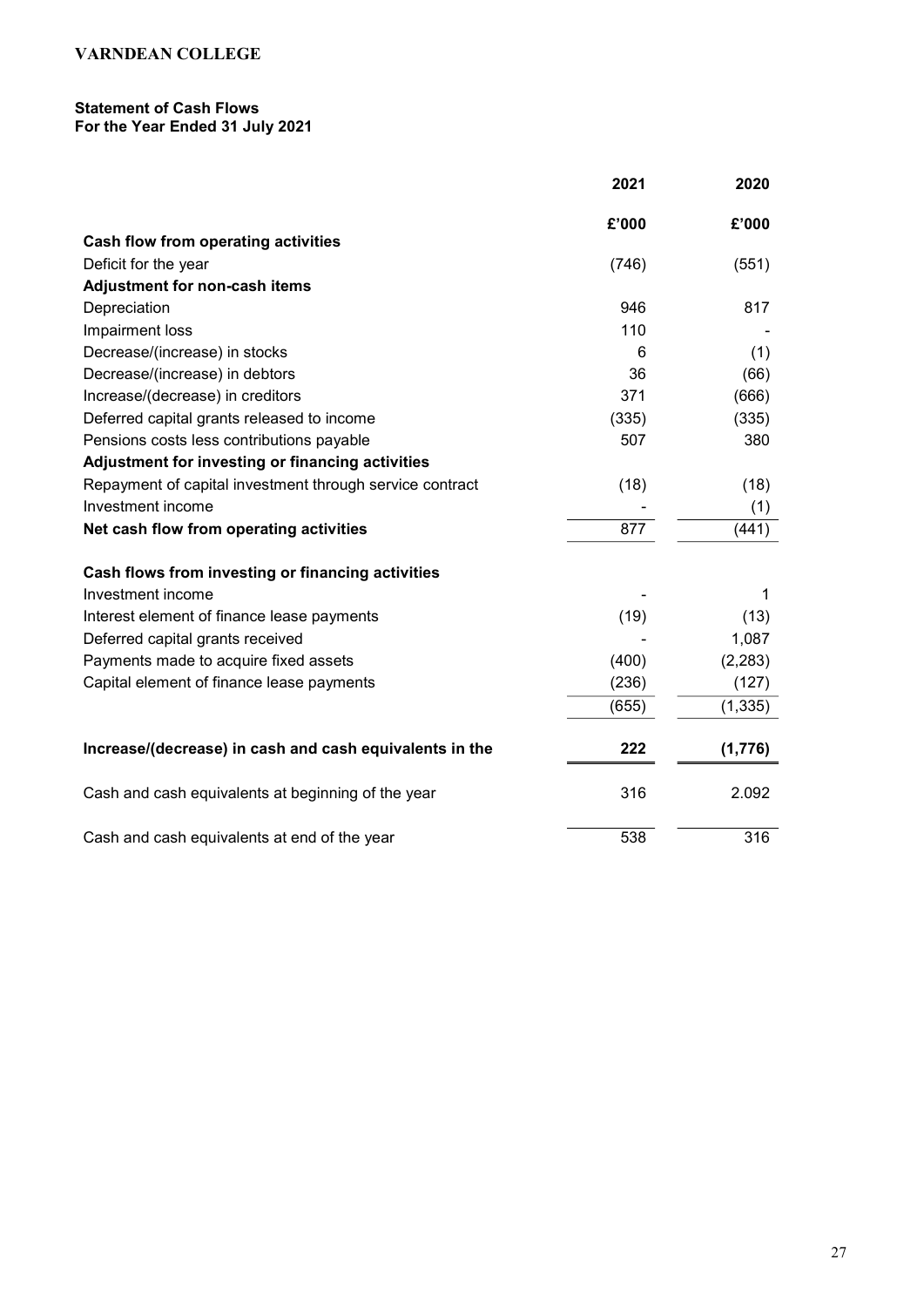**VARNDEAN COLLEGE**

**Statement of Cash Flows**
**For the Year Ended 31 July 2021**

| | 2021 | 2020 |
|---|---|---|
| | £'000 | £'000 |
| **Cash flow from operating activities** | | |
| Deficit for the year | (746) | (551) |
| **Adjustment for non-cash items** | | |
| Depreciation | 946 | 817 |
| Impairment loss | 110 | - |
| Decrease/(increase) in stocks | 6 | (1) |
| Decrease/(increase) in debtors | 36 | (66) |
| Increase/(decrease) in creditors | 371 | (666) |
| Deferred capital grants released to income | (335) | (335) |
| Pensions costs less contributions payable | 507 | 380 |
| **Adjustment for investing or financing activities** | | |
| Repayment of capital investment through service contract | (18) | (18) |
| Investment income | - | (1) |
| **Net cash flow from operating activities** | 877 | (441) |
| | | |
| **Cash flows from investing or financing activities** | | |
| Investment income | - | 1 |
| Interest element of finance lease payments | (19) | (13) |
| Deferred capital grants received | - | 1,087 |
| Payments made to acquire fixed assets | (400) | (2,283) |
| Capital element of finance lease payments | (236) | (127) |
| | (655) | (1,335) |
| | | |
| **Increase/(decrease) in cash and cash equivalents in the** | **222** | **(1,776)** |
| | | |
| Cash and cash equivalents at beginning of the year | 316 | 2.092 |
| | | |
| Cash and cash equivalents at end of the year | 538 | 316 |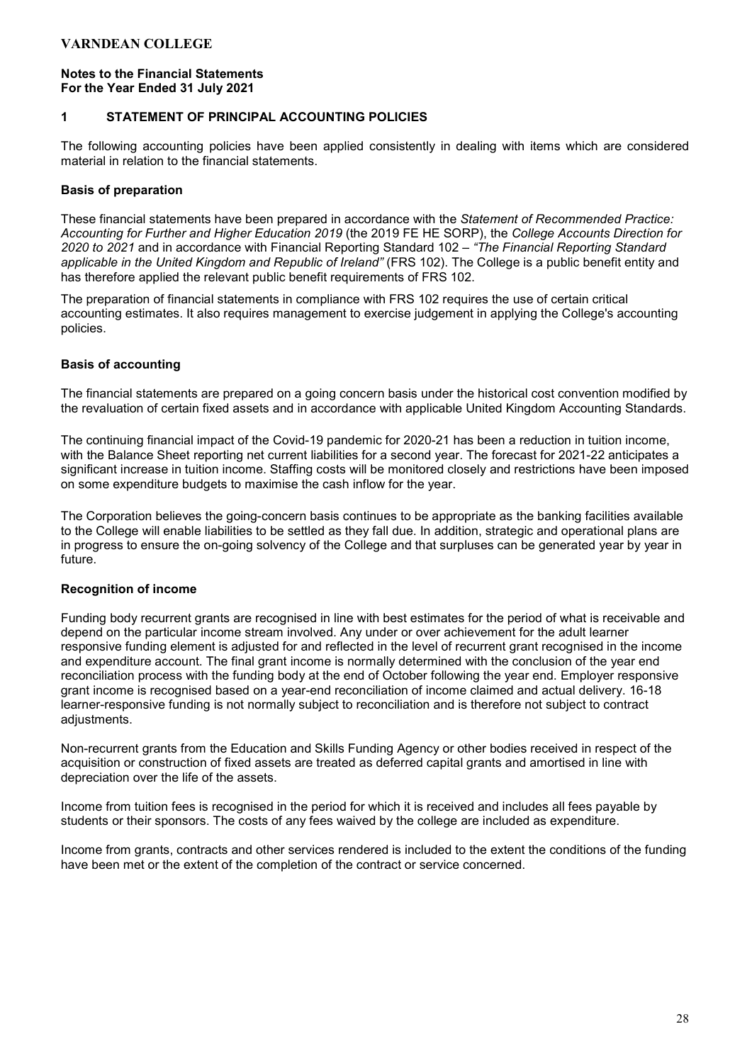# VARNDEAN COLLEGE

**Notes to the Financial Statements**
**For the Year Ended 31 July 2021**

## 1 STATEMENT OF PRINCIPAL ACCOUNTING POLICIES

The following accounting policies have been applied consistently in dealing with items which are considered material in relation to the financial statements.

### Basis of preparation

These financial statements have been prepared in accordance with the *Statement of Recommended Practice: Accounting for Further and Higher Education 2019* (the 2019 FE HE SORP), the *College Accounts Direction for 2020 to 2021* and in accordance with Financial Reporting Standard 102 – *"The Financial Reporting Standard applicable in the United Kingdom and Republic of Ireland"* (FRS 102). The College is a public benefit entity and has therefore applied the relevant public benefit requirements of FRS 102.

The preparation of financial statements in compliance with FRS 102 requires the use of certain critical accounting estimates. It also requires management to exercise judgement in applying the College's accounting policies.

### Basis of accounting

The financial statements are prepared on a going concern basis under the historical cost convention modified by the revaluation of certain fixed assets and in accordance with applicable United Kingdom Accounting Standards.

The continuing financial impact of the Covid-19 pandemic for 2020-21 has been a reduction in tuition income, with the Balance Sheet reporting net current liabilities for a second year. The forecast for 2021-22 anticipates a significant increase in tuition income. Staffing costs will be monitored closely and restrictions have been imposed on some expenditure budgets to maximise the cash inflow for the year.

The Corporation believes the going-concern basis continues to be appropriate as the banking facilities available to the College will enable liabilities to be settled as they fall due. In addition, strategic and operational plans are in progress to ensure the on-going solvency of the College and that surpluses can be generated year by year in future.

### Recognition of income

Funding body recurrent grants are recognised in line with best estimates for the period of what is receivable and depend on the particular income stream involved. Any under or over achievement for the adult learner responsive funding element is adjusted for and reflected in the level of recurrent grant recognised in the income and expenditure account. The final grant income is normally determined with the conclusion of the year end reconciliation process with the funding body at the end of October following the year end. Employer responsive grant income is recognised based on a year-end reconciliation of income claimed and actual delivery. 16-18 learner-responsive funding is not normally subject to reconciliation and is therefore not subject to contract adjustments.

Non-recurrent grants from the Education and Skills Funding Agency or other bodies received in respect of the acquisition or construction of fixed assets are treated as deferred capital grants and amortised in line with depreciation over the life of the assets.

Income from tuition fees is recognised in the period for which it is received and includes all fees payable by students or their sponsors. The costs of any fees waived by the college are included as expenditure.

Income from grants, contracts and other services rendered is included to the extent the conditions of the funding have been met or the extent of the completion of the contract or service concerned.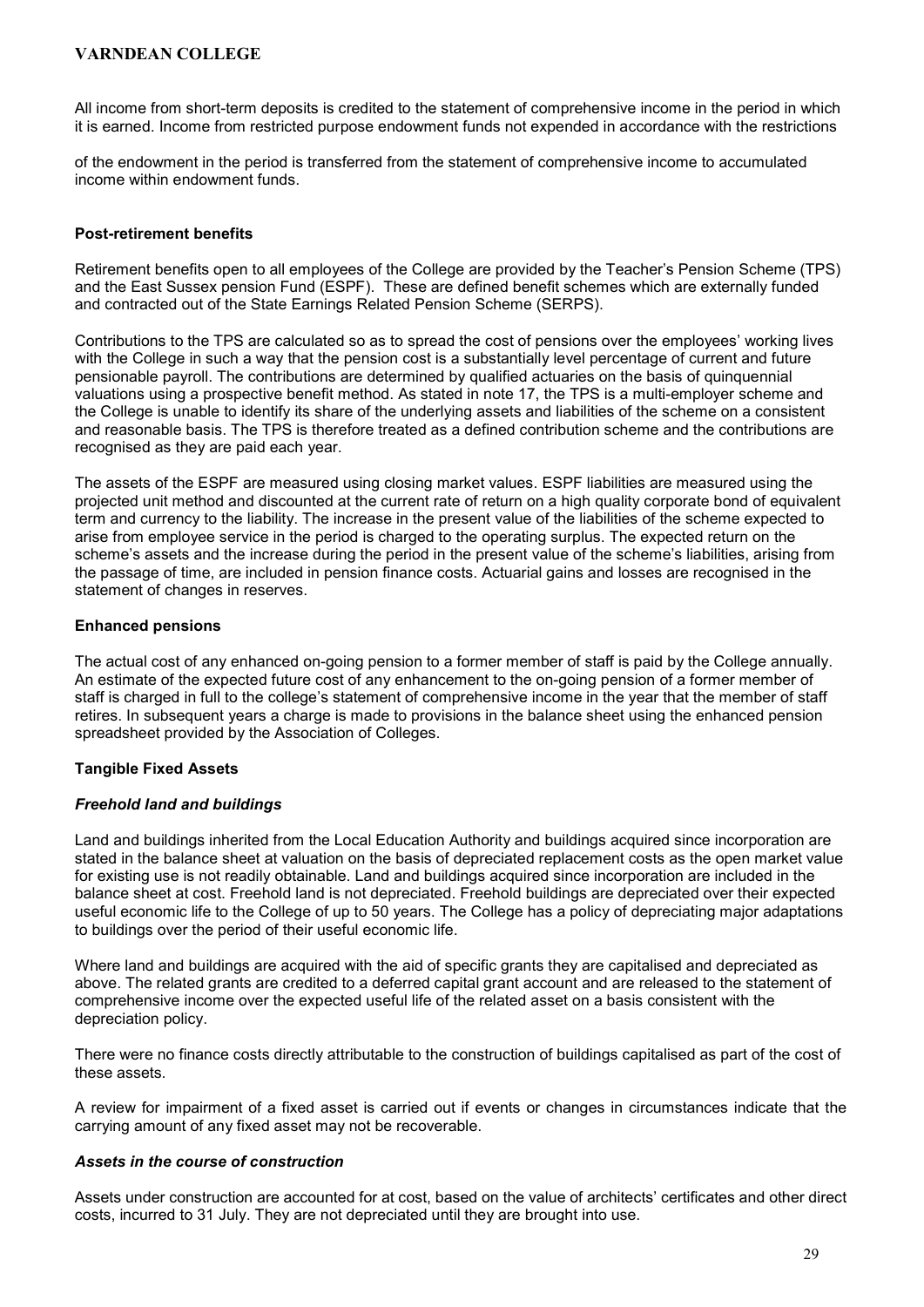All income from short-term deposits is credited to the statement of comprehensive income in the period in which it is earned. Income from restricted purpose endowment funds not expended in accordance with the restrictions

of the endowment in the period is transferred from the statement of comprehensive income to accumulated income within endowment funds.

**Post-retirement benefits**

Retirement benefits open to all employees of the College are provided by the Teacher's Pension Scheme (TPS) and the East Sussex pension Fund (ESPF). These are defined benefit schemes which are externally funded and contracted out of the State Earnings Related Pension Scheme (SERPS).

Contributions to the TPS are calculated so as to spread the cost of pensions over the employees' working lives with the College in such a way that the pension cost is a substantially level percentage of current and future pensionable payroll. The contributions are determined by qualified actuaries on the basis of quinquennial valuations using a prospective benefit method. As stated in note 17, the TPS is a multi-employer scheme and the College is unable to identify its share of the underlying assets and liabilities of the scheme on a consistent and reasonable basis. The TPS is therefore treated as a defined contribution scheme and the contributions are recognised as they are paid each year.

The assets of the ESPF are measured using closing market values. ESPF liabilities are measured using the projected unit method and discounted at the current rate of return on a high quality corporate bond of equivalent term and currency to the liability. The increase in the present value of the liabilities of the scheme expected to arise from employee service in the period is charged to the operating surplus. The expected return on the scheme's assets and the increase during the period in the present value of the scheme's liabilities, arising from the passage of time, are included in pension finance costs. Actuarial gains and losses are recognised in the statement of changes in reserves.

**Enhanced pensions**

The actual cost of any enhanced on-going pension to a former member of staff is paid by the College annually. An estimate of the expected future cost of any enhancement to the on-going pension of a former member of staff is charged in full to the college's statement of comprehensive income in the year that the member of staff retires. In subsequent years a charge is made to provisions in the balance sheet using the enhanced pension spreadsheet provided by the Association of Colleges.

**Tangible Fixed Assets**

***Freehold land and buildings***

Land and buildings inherited from the Local Education Authority and buildings acquired since incorporation are stated in the balance sheet at valuation on the basis of depreciated replacement costs as the open market value for existing use is not readily obtainable. Land and buildings acquired since incorporation are included in the balance sheet at cost. Freehold land is not depreciated. Freehold buildings are depreciated over their expected useful economic life to the College of up to 50 years. The College has a policy of depreciating major adaptations to buildings over the period of their useful economic life.

Where land and buildings are acquired with the aid of specific grants they are capitalised and depreciated as above. The related grants are credited to a deferred capital grant account and are released to the statement of comprehensive income over the expected useful life of the related asset on a basis consistent with the depreciation policy.

There were no finance costs directly attributable to the construction of buildings capitalised as part of the cost of these assets.

A review for impairment of a fixed asset is carried out if events or changes in circumstances indicate that the carrying amount of any fixed asset may not be recoverable.

***Assets in the course of construction***

Assets under construction are accounted for at cost, based on the value of architects' certificates and other direct costs, incurred to 31 July. They are not depreciated until they are brought into use.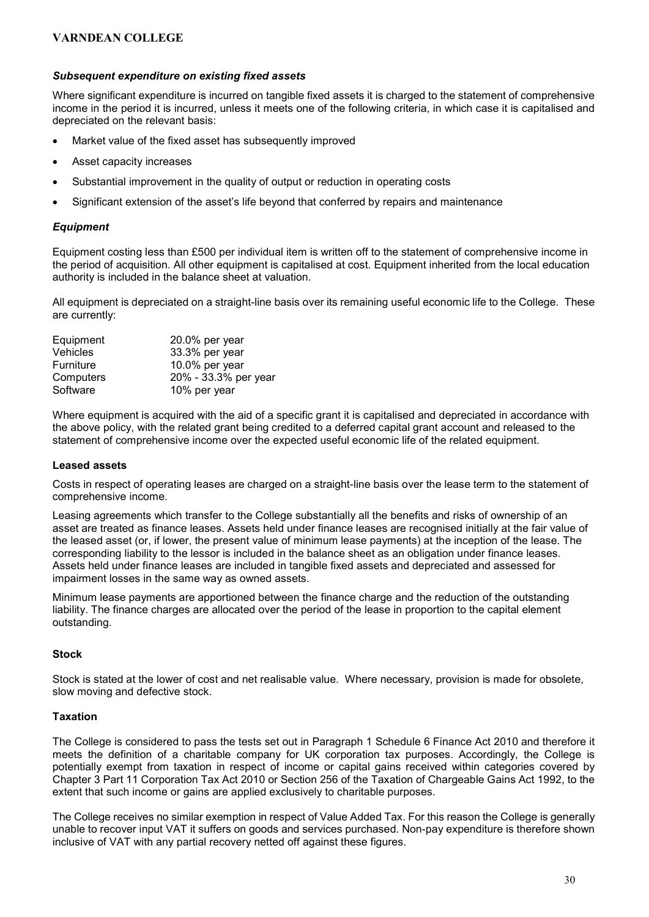### *Subsequent expenditure on existing fixed assets*

Where significant expenditure is incurred on tangible fixed assets it is charged to the statement of comprehensive income in the period it is incurred, unless it meets one of the following criteria, in which case it is capitalised and depreciated on the relevant basis:

- Market value of the fixed asset has subsequently improved
- Asset capacity increases
- Substantial improvement in the quality of output or reduction in operating costs
- Significant extension of the asset's life beyond that conferred by repairs and maintenance

### *Equipment*

Equipment costing less than £500 per individual item is written off to the statement of comprehensive income in the period of acquisition. All other equipment is capitalised at cost. Equipment inherited from the local education authority is included in the balance sheet at valuation.

All equipment is depreciated on a straight-line basis over its remaining useful economic life to the College. These are currently:

| | |
|---|---|
| Equipment | 20.0% per year |
| Vehicles | 33.3% per year |
| Furniture | 10.0% per year |
| Computers | 20% - 33.3% per year |
| Software | 10% per year |

Where equipment is acquired with the aid of a specific grant it is capitalised and depreciated in accordance with the above policy, with the related grant being credited to a deferred capital grant account and released to the statement of comprehensive income over the expected useful economic life of the related equipment.

### Leased assets

Costs in respect of operating leases are charged on a straight-line basis over the lease term to the statement of comprehensive income.

Leasing agreements which transfer to the College substantially all the benefits and risks of ownership of an asset are treated as finance leases. Assets held under finance leases are recognised initially at the fair value of the leased asset (or, if lower, the present value of minimum lease payments) at the inception of the lease. The corresponding liability to the lessor is included in the balance sheet as an obligation under finance leases. Assets held under finance leases are included in tangible fixed assets and depreciated and assessed for impairment losses in the same way as owned assets.

Minimum lease payments are apportioned between the finance charge and the reduction of the outstanding liability. The finance charges are allocated over the period of the lease in proportion to the capital element outstanding.

### Stock

Stock is stated at the lower of cost and net realisable value. Where necessary, provision is made for obsolete, slow moving and defective stock.

### Taxation

The College is considered to pass the tests set out in Paragraph 1 Schedule 6 Finance Act 2010 and therefore it meets the definition of a charitable company for UK corporation tax purposes. Accordingly, the College is potentially exempt from taxation in respect of income or capital gains received within categories covered by Chapter 3 Part 11 Corporation Tax Act 2010 or Section 256 of the Taxation of Chargeable Gains Act 1992, to the extent that such income or gains are applied exclusively to charitable purposes.

The College receives no similar exemption in respect of Value Added Tax. For this reason the College is generally unable to recover input VAT it suffers on goods and services purchased. Non-pay expenditure is therefore shown inclusive of VAT with any partial recovery netted off against these figures.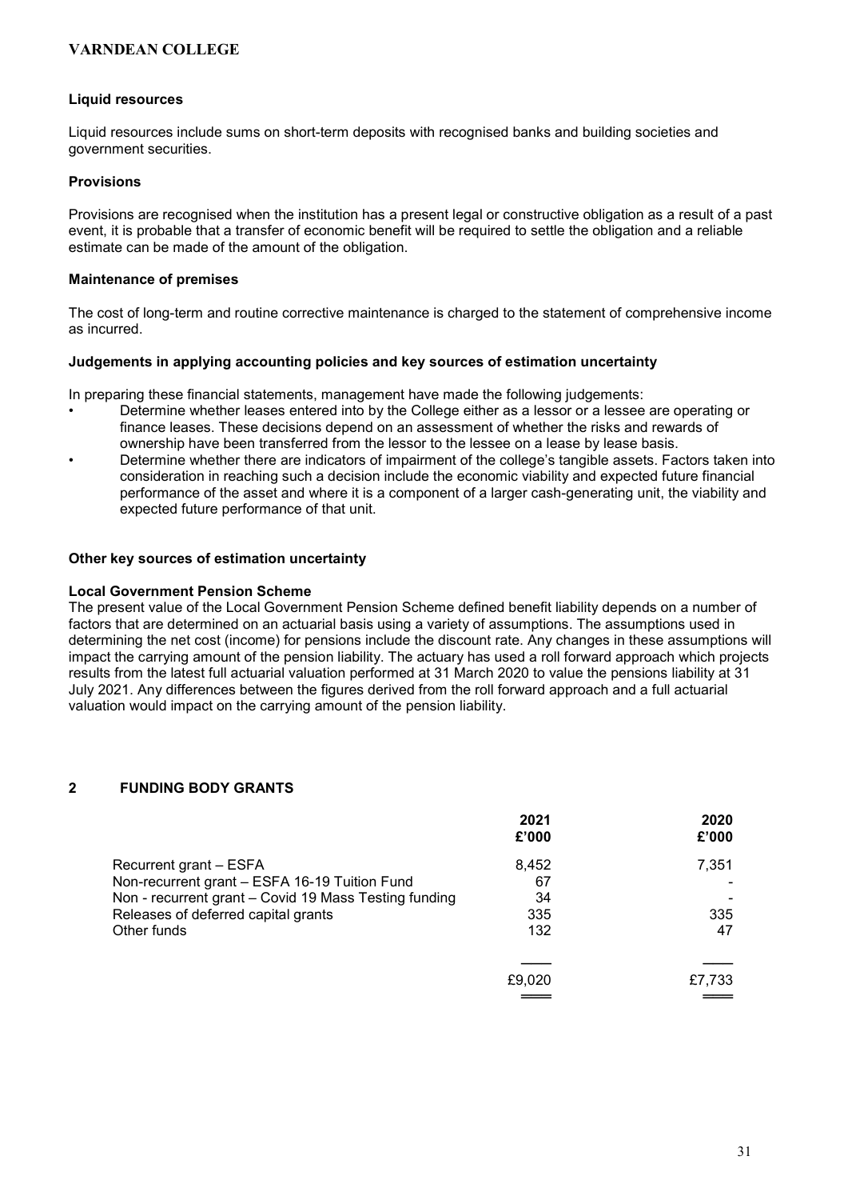### Liquid resources

Liquid resources include sums on short-term deposits with recognised banks and building societies and government securities.

### Provisions

Provisions are recognised when the institution has a present legal or constructive obligation as a result of a past event, it is probable that a transfer of economic benefit will be required to settle the obligation and a reliable estimate can be made of the amount of the obligation.

### Maintenance of premises

The cost of long-term and routine corrective maintenance is charged to the statement of comprehensive income as incurred.

### Judgements in applying accounting policies and key sources of estimation uncertainty

In preparing these financial statements, management have made the following judgements:

- Determine whether leases entered into by the College either as a lessor or a lessee are operating or finance leases. These decisions depend on an assessment of whether the risks and rewards of ownership have been transferred from the lessor to the lessee on a lease by lease basis.
- Determine whether there are indicators of impairment of the college's tangible assets. Factors taken into consideration in reaching such a decision include the economic viability and expected future financial performance of the asset and where it is a component of a larger cash-generating unit, the viability and expected future performance of that unit.

### Other key sources of estimation uncertainty

**Local Government Pension Scheme**

The present value of the Local Government Pension Scheme defined benefit liability depends on a number of factors that are determined on an actuarial basis using a variety of assumptions. The assumptions used in determining the net cost (income) for pensions include the discount rate. Any changes in these assumptions will impact the carrying amount of the pension liability. The actuary has used a roll forward approach which projects results from the latest full actuarial valuation performed at 31 March 2020 to value the pensions liability at 31 July 2021. Any differences between the figures derived from the roll forward approach and a full actuarial valuation would impact on the carrying amount of the pension liability.

## 2 FUNDING BODY GRANTS

| | 2021 £'000 | 2020 £'000 |
|---|---|---|
| Recurrent grant – ESFA | 8,452 | 7,351 |
| Non-recurrent grant – ESFA 16-19 Tuition Fund | 67 | - |
| Non - recurrent grant – Covid 19 Mass Testing funding | 34 | - |
| Releases of deferred capital grants | 335 | 335 |
| Other funds | 132 | 47 |
| | £9,020 | £7,733 |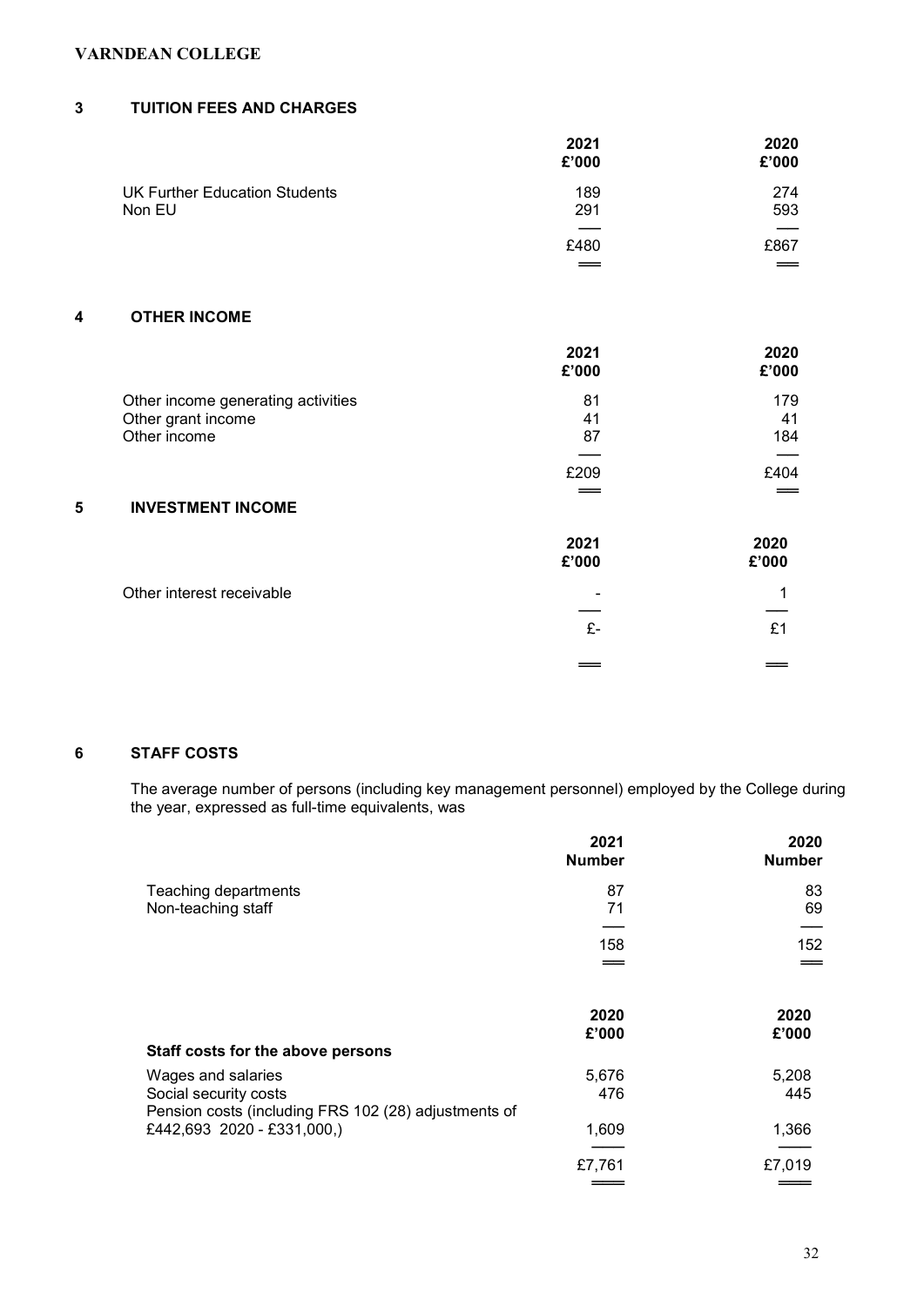**VARNDEAN COLLEGE**

## 3 TUITION FEES AND CHARGES

| | 2021 £'000 | 2020 £'000 |
|---|---|---|
| UK Further Education Students | 189 | 274 |
| Non EU | 291 | 593 |
| | £480 | £867 |

## 4 OTHER INCOME

| | 2021 £'000 | 2020 £'000 |
|---|---|---|
| Other income generating activities | 81 | 179 |
| Other grant income | 41 | 41 |
| Other income | 87 | 184 |
| | £209 | £404 |

## 5 INVESTMENT INCOME

| | 2021 £'000 | 2020 £'000 |
|---|---|---|
| Other interest receivable | - | 1 |
| | £- | £1 |

## 6 STAFF COSTS

The average number of persons (including key management personnel) employed by the College during the year, expressed as full-time equivalents, was

| | 2021 Number | 2020 Number |
|---|---|---|
| Teaching departments | 87 | 83 |
| Non-teaching staff | 71 | 69 |
| | 158 | 152 |

| Staff costs for the above persons | 2020 £'000 | 2020 £'000 |
|---|---|---|
| Wages and salaries | 5,676 | 5,208 |
| Social security costs | 476 | 445 |
| Pension costs (including FRS 102 (28) adjustments of £442,693 2020 - £331,000,) | 1,609 | 1,366 |
| | £7,761 | £7,019 |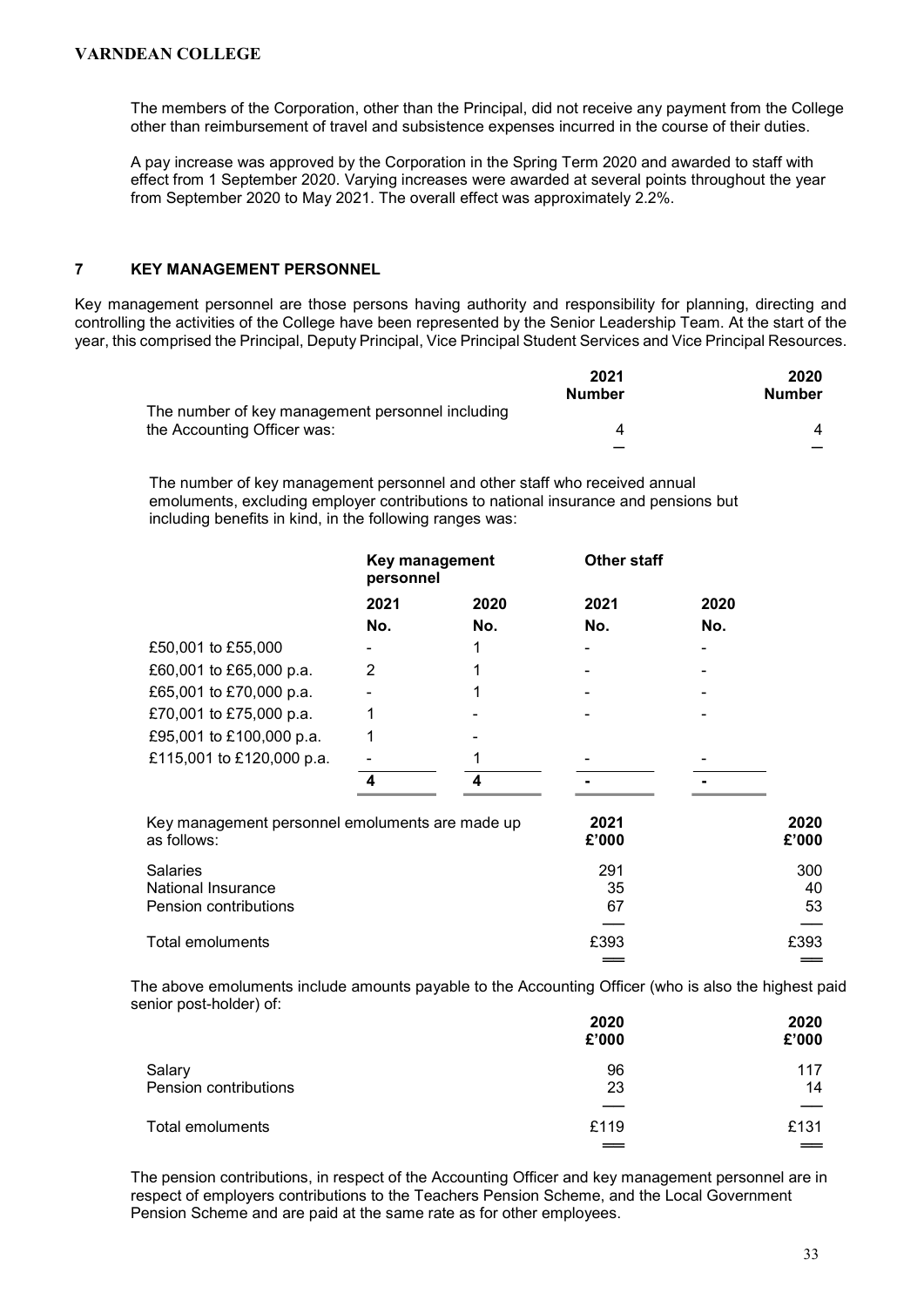The members of the Corporation, other than the Principal, did not receive any payment from the College other than reimbursement of travel and subsistence expenses incurred in the course of their duties.

A pay increase was approved by the Corporation in the Spring Term 2020 and awarded to staff with effect from 1 September 2020. Varying increases were awarded at several points throughout the year from September 2020 to May 2021. The overall effect was approximately 2.2%.

## 7 KEY MANAGEMENT PERSONNEL

Key management personnel are those persons having authority and responsibility for planning, directing and controlling the activities of the College have been represented by the Senior Leadership Team. At the start of the year, this comprised the Principal, Deputy Principal, Vice Principal Student Services and Vice Principal Resources.

| | 2021 Number | 2020 Number |
|---|---|---|
| The number of key management personnel including the Accounting Officer was: | 4 | 4 |

The number of key management personnel and other staff who received annual emoluments, excluding employer contributions to national insurance and pensions but including benefits in kind, in the following ranges was:

| | Key management personnel | | Other staff | |
|---|---|---|---|---|
| | 2021 No. | 2020 No. | 2021 No. | 2020 No. |
| £50,001 to £55,000 | - | 1 | - | - |
| £60,001 to £65,000 p.a. | 2 | 1 | - | - |
| £65,001 to £70,000 p.a. | - | 1 | - | - |
| £70,001 to £75,000 p.a. | 1 | - | - | - |
| £95,001 to £100,000 p.a. | 1 | - | | |
| £115,001 to £120,000 p.a. | - | 1 | - | - |
| | **4** | **4** | **-** | **-** |

| Key management personnel emoluments are made up as follows: | 2021 £'000 | 2020 £'000 |
|---|---|---|
| Salaries | 291 | 300 |
| National Insurance | 35 | 40 |
| Pension contributions | 67 | 53 |
| Total emoluments | £393 | £393 |

The above emoluments include amounts payable to the Accounting Officer (who is also the highest paid senior post-holder) of:

| | 2020 £'000 | 2020 £'000 |
|---|---|---|
| Salary | 96 | 117 |
| Pension contributions | 23 | 14 |
| Total emoluments | £119 | £131 |

The pension contributions, in respect of the Accounting Officer and key management personnel are in respect of employers contributions to the Teachers Pension Scheme, and the Local Government Pension Scheme and are paid at the same rate as for other employees.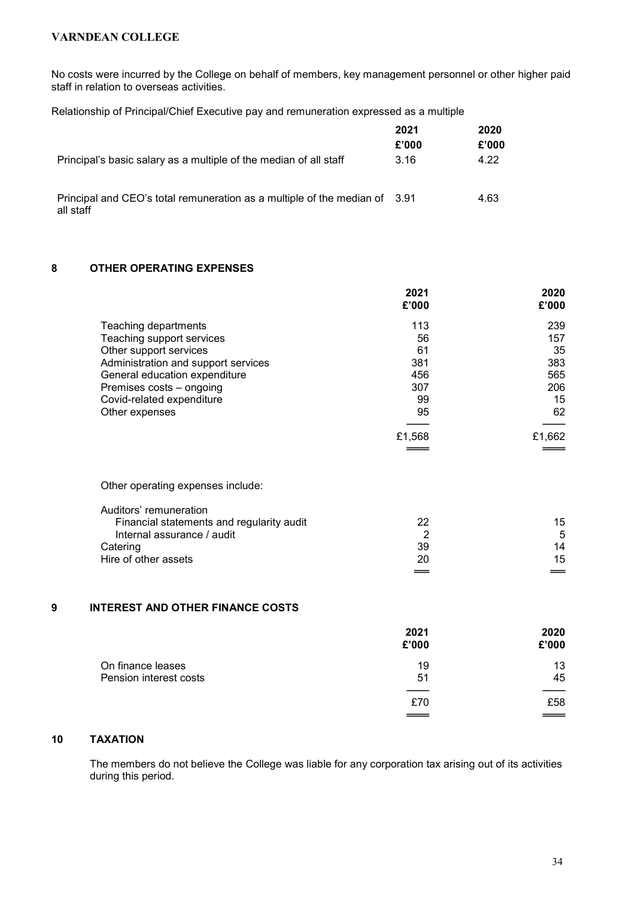No costs were incurred by the College on behalf of members, key management personnel or other higher paid staff in relation to overseas activities.

Relationship of Principal/Chief Executive pay and remuneration expressed as a multiple

| | 2021 £'000 | 2020 £'000 |
|---|---|---|
| Principal's basic salary as a multiple of the median of all staff | 3.16 | 4.22 |
| Principal and CEO's total remuneration as a multiple of the median of all staff | 3.91 | 4.63 |

## 8 OTHER OPERATING EXPENSES

| | 2021 £'000 | 2020 £'000 |
|---|---|---|
| Teaching departments | 113 | 239 |
| Teaching support services | 56 | 157 |
| Other support services | 61 | 35 |
| Administration and support services | 381 | 383 |
| General education expenditure | 456 | 565 |
| Premises costs – ongoing | 307 | 206 |
| Covid-related expenditure | 99 | 15 |
| Other expenses | 95 | 62 |
| | £1,568 | £1,662 |

Other operating expenses include:

| | 2021 | 2020 |
|---|---|---|
| Auditors' remuneration | | |
| Financial statements and regularity audit | 22 | 15 |
| Internal assurance / audit | 2 | 5 |
| Catering | 39 | 14 |
| Hire of other assets | 20 | 15 |

## 9 INTEREST AND OTHER FINANCE COSTS

| | 2021 £'000 | 2020 £'000 |
|---|---|---|
| On finance leases | 19 | 13 |
| Pension interest costs | 51 | 45 |
| | £70 | £58 |

## 10 TAXATION

The members do not believe the College was liable for any corporation tax arising out of its activities during this period.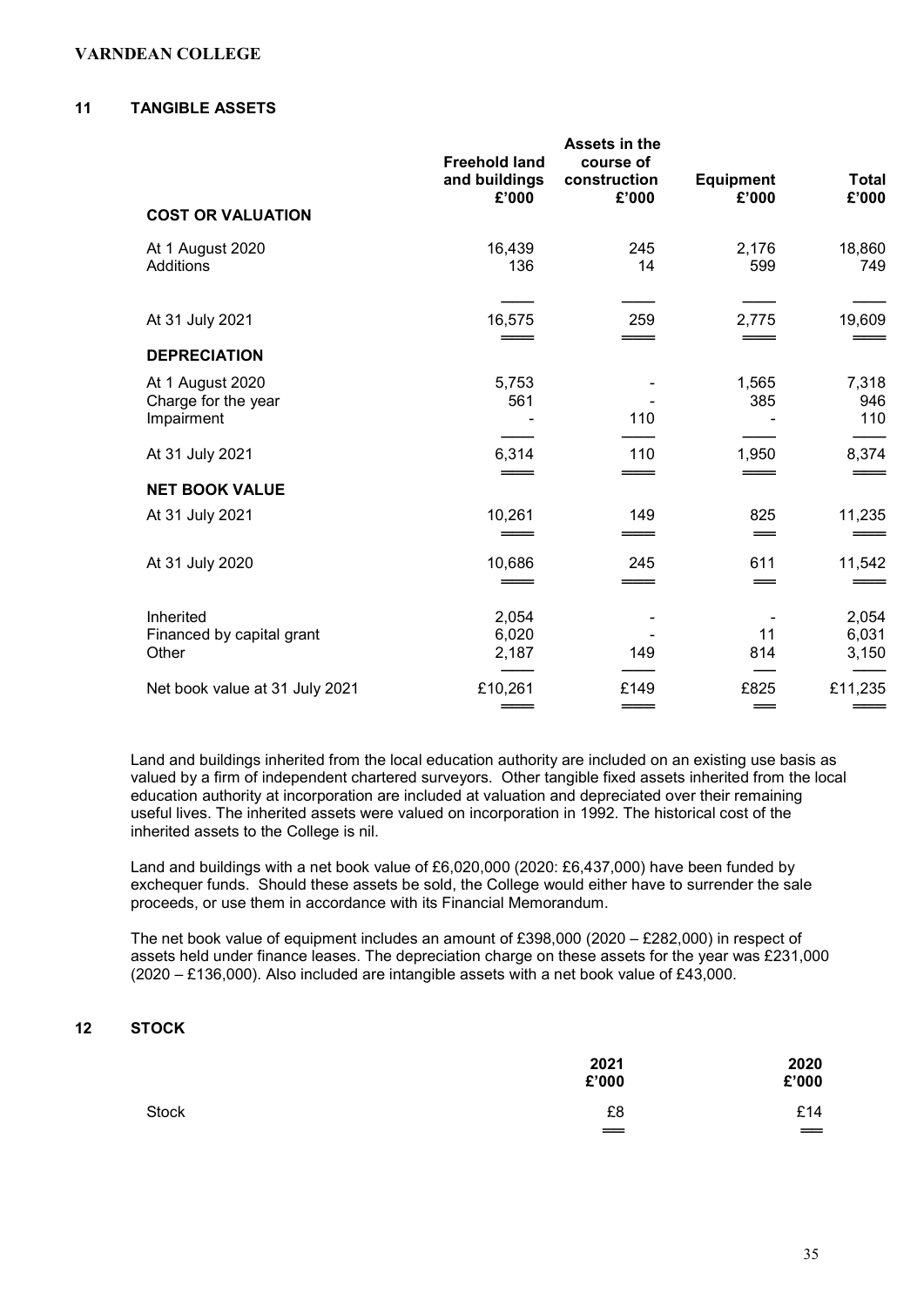## 11 TANGIBLE ASSETS

| | Freehold land and buildings £'000 | Assets in the course of construction £'000 | Equipment £'000 | Total £'000 |
|---|---|---|---|---|
| **COST OR VALUATION** | | | | |
| At 1 August 2020 | 16,439 | 245 | 2,176 | 18,860 |
| Additions | 136 | 14 | 599 | 749 |
| At 31 July 2021 | 16,575 | 259 | 2,775 | 19,609 |
| **DEPRECIATION** | | | | |
| At 1 August 2020 | 5,753 | - | 1,565 | 7,318 |
| Charge for the year | 561 | - | 385 | 946 |
| Impairment | - | 110 | - | 110 |
| At 31 July 2021 | 6,314 | 110 | 1,950 | 8,374 |
| **NET BOOK VALUE** | | | | |
| At 31 July 2021 | 10,261 | 149 | 825 | 11,235 |
| At 31 July 2020 | 10,686 | 245 | 611 | 11,542 |
| Inherited | 2,054 | - | - | 2,054 |
| Financed by capital grant | 6,020 | - | 11 | 6,031 |
| Other | 2,187 | 149 | 814 | 3,150 |
| Net book value at 31 July 2021 | £10,261 | £149 | £825 | £11,235 |

Land and buildings inherited from the local education authority are included on an existing use basis as valued by a firm of independent chartered surveyors. Other tangible fixed assets inherited from the local education authority at incorporation are included at valuation and depreciated over their remaining useful lives. The inherited assets were valued on incorporation in 1992. The historical cost of the inherited assets to the College is nil.

Land and buildings with a net book value of £6,020,000 (2020: £6,437,000) have been funded by exchequer funds. Should these assets be sold, the College would either have to surrender the sale proceeds, or use them in accordance with its Financial Memorandum.

The net book value of equipment includes an amount of £398,000 (2020 – £282,000) in respect of assets held under finance leases. The depreciation charge on these assets for the year was £231,000 (2020 – £136,000). Also included are intangible assets with a net book value of £43,000.

## 12 STOCK

| | 2021 £'000 | 2020 £'000 |
|---|---|---|
| Stock | £8 | £14 |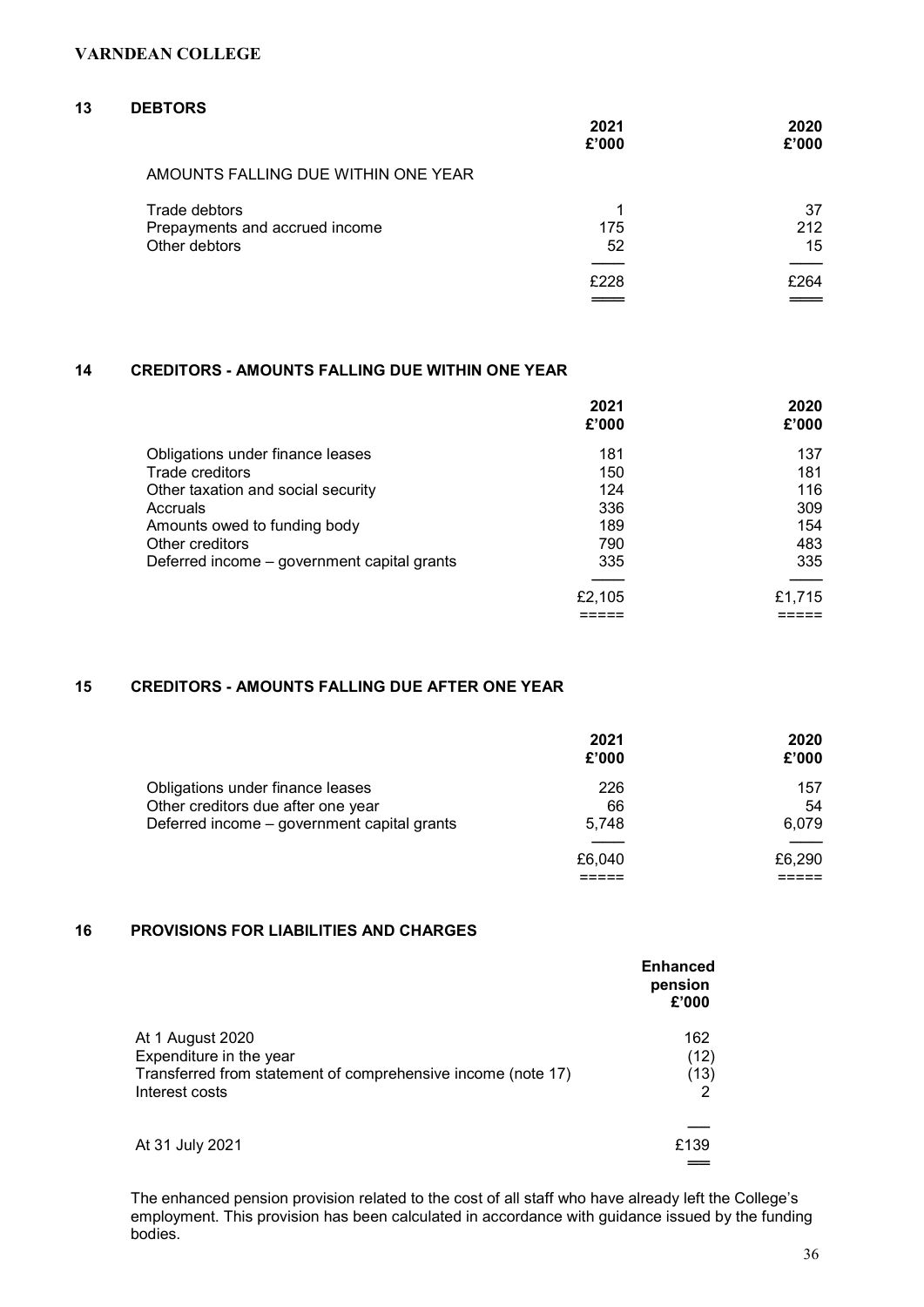## 13 DEBTORS

| | 2021 £'000 | 2020 £'000 |
|---|---|---|
| AMOUNTS FALLING DUE WITHIN ONE YEAR | | |
| Trade debtors | 1 | 37 |
| Prepayments and accrued income | 175 | 212 |
| Other debtors | 52 | 15 |
| | £228 | £264 |

## 14 CREDITORS - AMOUNTS FALLING DUE WITHIN ONE YEAR

| | 2021 £'000 | 2020 £'000 |
|---|---|---|
| Obligations under finance leases | 181 | 137 |
| Trade creditors | 150 | 181 |
| Other taxation and social security | 124 | 116 |
| Accruals | 336 | 309 |
| Amounts owed to funding body | 189 | 154 |
| Other creditors | 790 | 483 |
| Deferred income – government capital grants | 335 | 335 |
| | £2,105 | £1,715 |

## 15 CREDITORS - AMOUNTS FALLING DUE AFTER ONE YEAR

| | 2021 £'000 | 2020 £'000 |
|---|---|---|
| Obligations under finance leases | 226 | 157 |
| Other creditors due after one year | 66 | 54 |
| Deferred income – government capital grants | 5,748 | 6,079 |
| | £6,040 | £6,290 |

## 16 PROVISIONS FOR LIABILITIES AND CHARGES

| | Enhanced pension £'000 |
|---|---|
| At 1 August 2020 | 162 |
| Expenditure in the year | (12) |
| Transferred from statement of comprehensive income (note 17) | (13) |
| Interest costs | 2 |
| At 31 July 2021 | £139 |

The enhanced pension provision related to the cost of all staff who have already left the College's employment. This provision has been calculated in accordance with guidance issued by the funding bodies.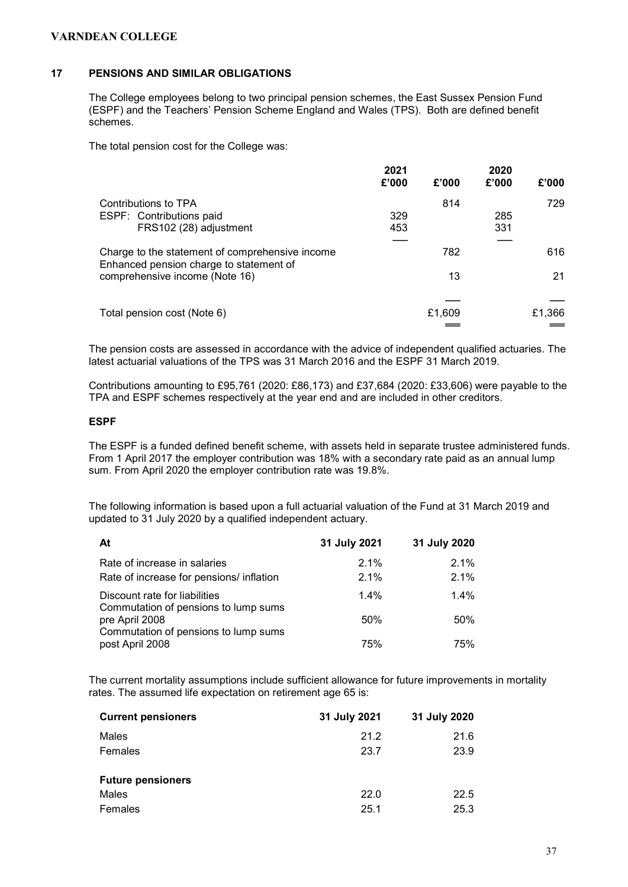## 17 PENSIONS AND SIMILAR OBLIGATIONS

The College employees belong to two principal pension schemes, the East Sussex Pension Fund (ESPF) and the Teachers' Pension Scheme England and Wales (TPS). Both are defined benefit schemes.

The total pension cost for the College was:

| | 2021 £'000 | £'000 | 2020 £'000 | £'000 |
|---|---|---|---|---|
| Contributions to TPA | | 814 | | 729 |
| ESPF: Contributions paid | 329 | | 285 | |
| FRS102 (28) adjustment | 453 | | 331 | |
| Charge to the statement of comprehensive income | | 782 | | 616 |
| Enhanced pension charge to statement of comprehensive income (Note 16) | | 13 | | 21 |
| Total pension cost (Note 6) | | £1,609 | | £1,366 |

The pension costs are assessed in accordance with the advice of independent qualified actuaries. The latest actuarial valuations of the TPS was 31 March 2016 and the ESPF 31 March 2019.

Contributions amounting to £95,761 (2020: £86,173) and £37,684 (2020: £33,606) were payable to the TPA and ESPF schemes respectively at the year end and are included in other creditors.

### ESPF

The ESPF is a funded defined benefit scheme, with assets held in separate trustee administered funds. From 1 April 2017 the employer contribution was 18% with a secondary rate paid as an annual lump sum. From April 2020 the employer contribution rate was 19.8%.

The following information is based upon a full actuarial valuation of the Fund at 31 March 2019 and updated to 31 July 2020 by a qualified independent actuary.

| At | 31 July 2021 | 31 July 2020 |
|---|---|---|
| Rate of increase in salaries | 2.1% | 2.1% |
| Rate of increase for pensions/ inflation | 2.1% | 2.1% |
| Discount rate for liabilities | 1.4% | 1.4% |
| Commutation of pensions to lump sums pre April 2008 | 50% | 50% |
| Commutation of pensions to lump sums post April 2008 | 75% | 75% |

The current mortality assumptions include sufficient allowance for future improvements in mortality rates. The assumed life expectation on retirement age 65 is:

| Current pensioners | 31 July 2021 | 31 July 2020 |
|---|---|---|
| Males | 21.2 | 21.6 |
| Females | 23.7 | 23.9 |
| **Future pensioners** | | |
| Males | 22.0 | 22.5 |
| Females | 25.1 | 25.3 |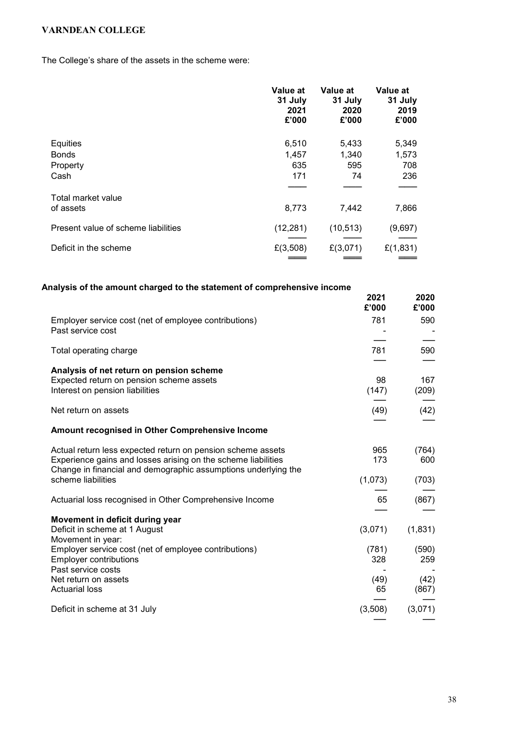**VARNDEAN COLLEGE**

The College's share of the assets in the scheme were:

| | Value at 31 July 2021 £'000 | Value at 31 July 2020 £'000 | Value at 31 July 2019 £'000 |
|---|---|---|---|
| Equities | 6,510 | 5,433 | 5,349 |
| Bonds | 1,457 | 1,340 | 1,573 |
| Property | 635 | 595 | 708 |
| Cash | 171 | 74 | 236 |
| Total market value of assets | 8,773 | 7,442 | 7,866 |
| Present value of scheme liabilities | (12,281) | (10,513) | (9,697) |
| Deficit in the scheme | £(3,508) | £(3,071) | £(1,831) |

**Analysis of the amount charged to the statement of comprehensive income**

| | 2021 £'000 | 2020 £'000 |
|---|---|---|
| Employer service cost (net of employee contributions) | 781 | 590 |
| Past service cost | - | - |
| Total operating charge | 781 | 590 |
| **Analysis of net return on pension scheme** | | |
| Expected return on pension scheme assets | 98 | 167 |
| Interest on pension liabilities | (147) | (209) |
| Net return on assets | (49) | (42) |
| **Amount recognised in Other Comprehensive Income** | | |
| Actual return less expected return on pension scheme assets | 965 | (764) |
| Experience gains and losses arising on the scheme liabilities | 173 | 600 |
| Change in financial and demographic assumptions underlying the scheme liabilities | (1,073) | (703) |
| Actuarial loss recognised in Other Comprehensive Income | 65 | (867) |
| **Movement in deficit during year** | | |
| Deficit in scheme at 1 August | (3,071) | (1,831) |
| Movement in year: | | |
| Employer service cost (net of employee contributions) | (781) | (590) |
| Employer contributions | 328 | 259 |
| Past service costs | - | - |
| Net return on assets | (49) | (42) |
| Actuarial loss | 65 | (867) |
| Deficit in scheme at 31 July | (3,508) | (3,071) |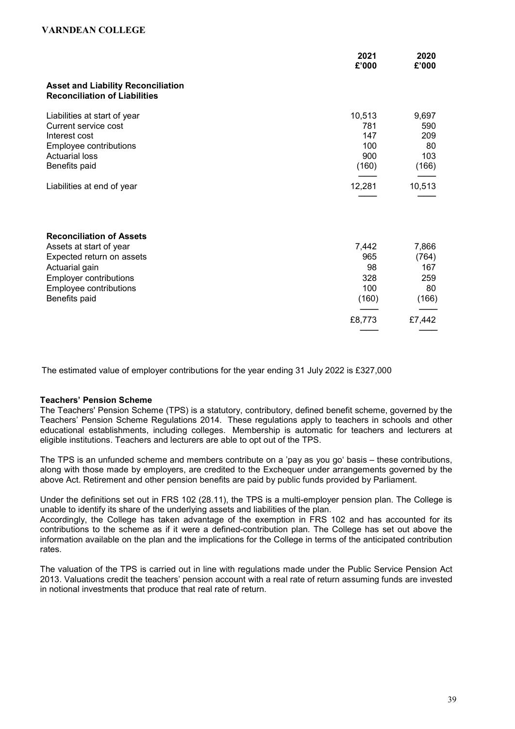|  | 2021 £'000 | 2020 £'000 |
|---|---|---|
| **Asset and Liability Reconciliation** | | |
| **Reconciliation of Liabilities** | | |
| Liabilities at start of year | 10,513 | 9,697 |
| Current service cost | 781 | 590 |
| Interest cost | 147 | 209 |
| Employee contributions | 100 | 80 |
| Actuarial loss | 900 | 103 |
| Benefits paid | (160) | (166) |
| Liabilities at end of year | 12,281 | 10,513 |
| **Reconciliation of Assets** | | |
| Assets at start of year | 7,442 | 7,866 |
| Expected return on assets | 965 | (764) |
| Actuarial gain | 98 | 167 |
| Employer contributions | 328 | 259 |
| Employee contributions | 100 | 80 |
| Benefits paid | (160) | (166) |
|  | £8,773 | £7,442 |

The estimated value of employer contributions for the year ending 31 July 2022 is £327,000

**Teachers' Pension Scheme**

The Teachers' Pension Scheme (TPS) is a statutory, contributory, defined benefit scheme, governed by the Teachers' Pension Scheme Regulations 2014. These regulations apply to teachers in schools and other educational establishments, including colleges. Membership is automatic for teachers and lecturers at eligible institutions. Teachers and lecturers are able to opt out of the TPS.

The TPS is an unfunded scheme and members contribute on a 'pay as you go' basis – these contributions, along with those made by employers, are credited to the Exchequer under arrangements governed by the above Act. Retirement and other pension benefits are paid by public funds provided by Parliament.

Under the definitions set out in FRS 102 (28.11), the TPS is a multi-employer pension plan. The College is unable to identify its share of the underlying assets and liabilities of the plan.

Accordingly, the College has taken advantage of the exemption in FRS 102 and has accounted for its contributions to the scheme as if it were a defined-contribution plan. The College has set out above the information available on the plan and the implications for the College in terms of the anticipated contribution rates.

The valuation of the TPS is carried out in line with regulations made under the Public Service Pension Act 2013. Valuations credit the teachers' pension account with a real rate of return assuming funds are invested in notional investments that produce that real rate of return.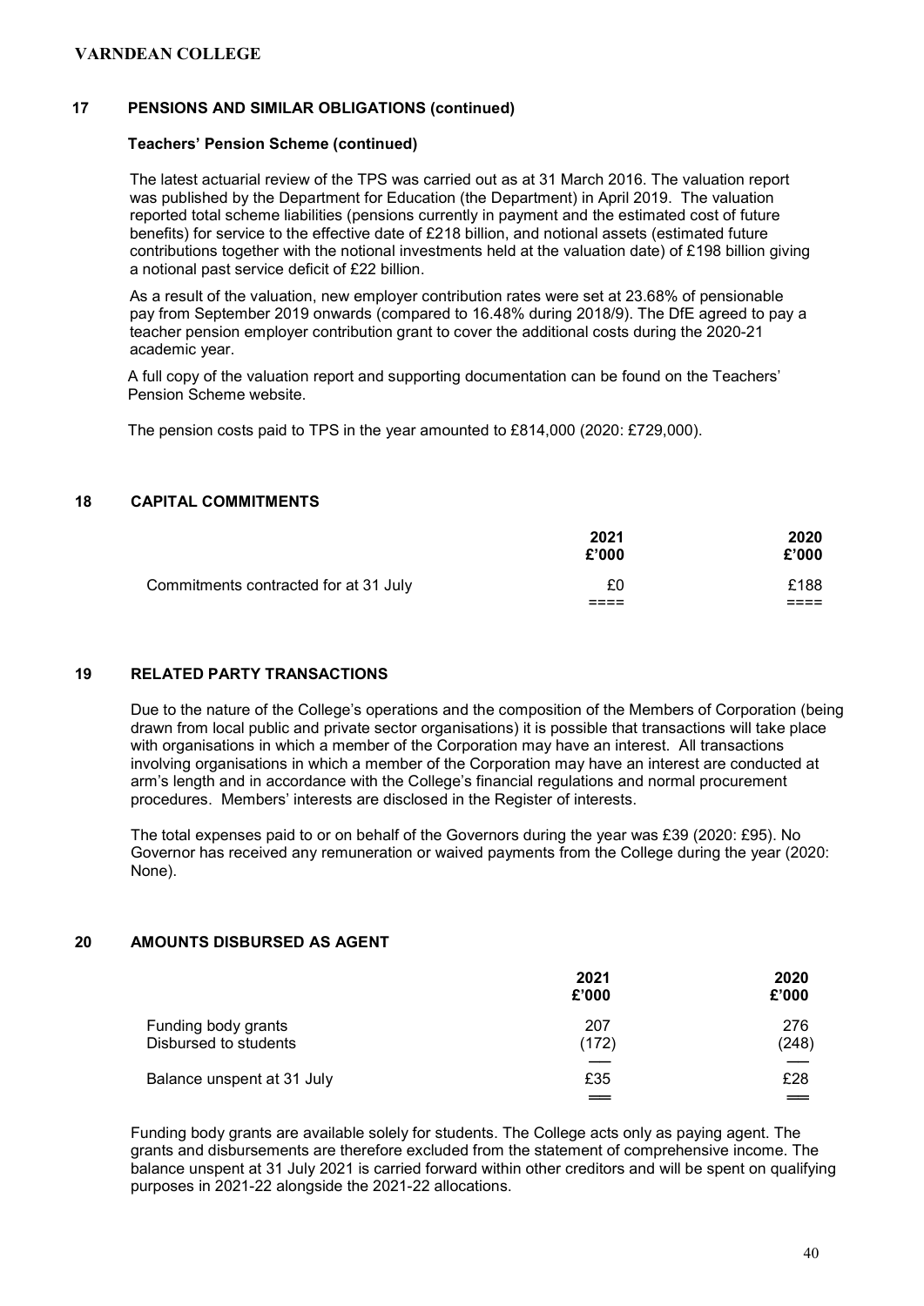## 17 PENSIONS AND SIMILAR OBLIGATIONS (continued)

### Teachers' Pension Scheme (continued)

The latest actuarial review of the TPS was carried out as at 31 March 2016. The valuation report was published by the Department for Education (the Department) in April 2019. The valuation reported total scheme liabilities (pensions currently in payment and the estimated cost of future benefits) for service to the effective date of £218 billion, and notional assets (estimated future contributions together with the notional investments held at the valuation date) of £198 billion giving a notional past service deficit of £22 billion.

As a result of the valuation, new employer contribution rates were set at 23.68% of pensionable pay from September 2019 onwards (compared to 16.48% during 2018/9). The DfE agreed to pay a teacher pension employer contribution grant to cover the additional costs during the 2020-21 academic year.

A full copy of the valuation report and supporting documentation can be found on the Teachers' Pension Scheme website.

The pension costs paid to TPS in the year amounted to £814,000 (2020: £729,000).

## 18 CAPITAL COMMITMENTS

| | 2021 £'000 | 2020 £'000 |
|---|---|---|
| Commitments contracted for at 31 July | £0 | £188 |

## 19 RELATED PARTY TRANSACTIONS

Due to the nature of the College's operations and the composition of the Members of Corporation (being drawn from local public and private sector organisations) it is possible that transactions will take place with organisations in which a member of the Corporation may have an interest. All transactions involving organisations in which a member of the Corporation may have an interest are conducted at arm's length and in accordance with the College's financial regulations and normal procurement procedures. Members' interests are disclosed in the Register of interests.

The total expenses paid to or on behalf of the Governors during the year was £39 (2020: £95). No Governor has received any remuneration or waived payments from the College during the year (2020: None).

## 20 AMOUNTS DISBURSED AS AGENT

| | 2021 £'000 | 2020 £'000 |
|---|---|---|
| Funding body grants | 207 | 276 |
| Disbursed to students | (172) | (248) |
| Balance unspent at 31 July | £35 | £28 |

Funding body grants are available solely for students. The College acts only as paying agent. The grants and disbursements are therefore excluded from the statement of comprehensive income. The balance unspent at 31 July 2021 is carried forward within other creditors and will be spent on qualifying purposes in 2021-22 alongside the 2021-22 allocations.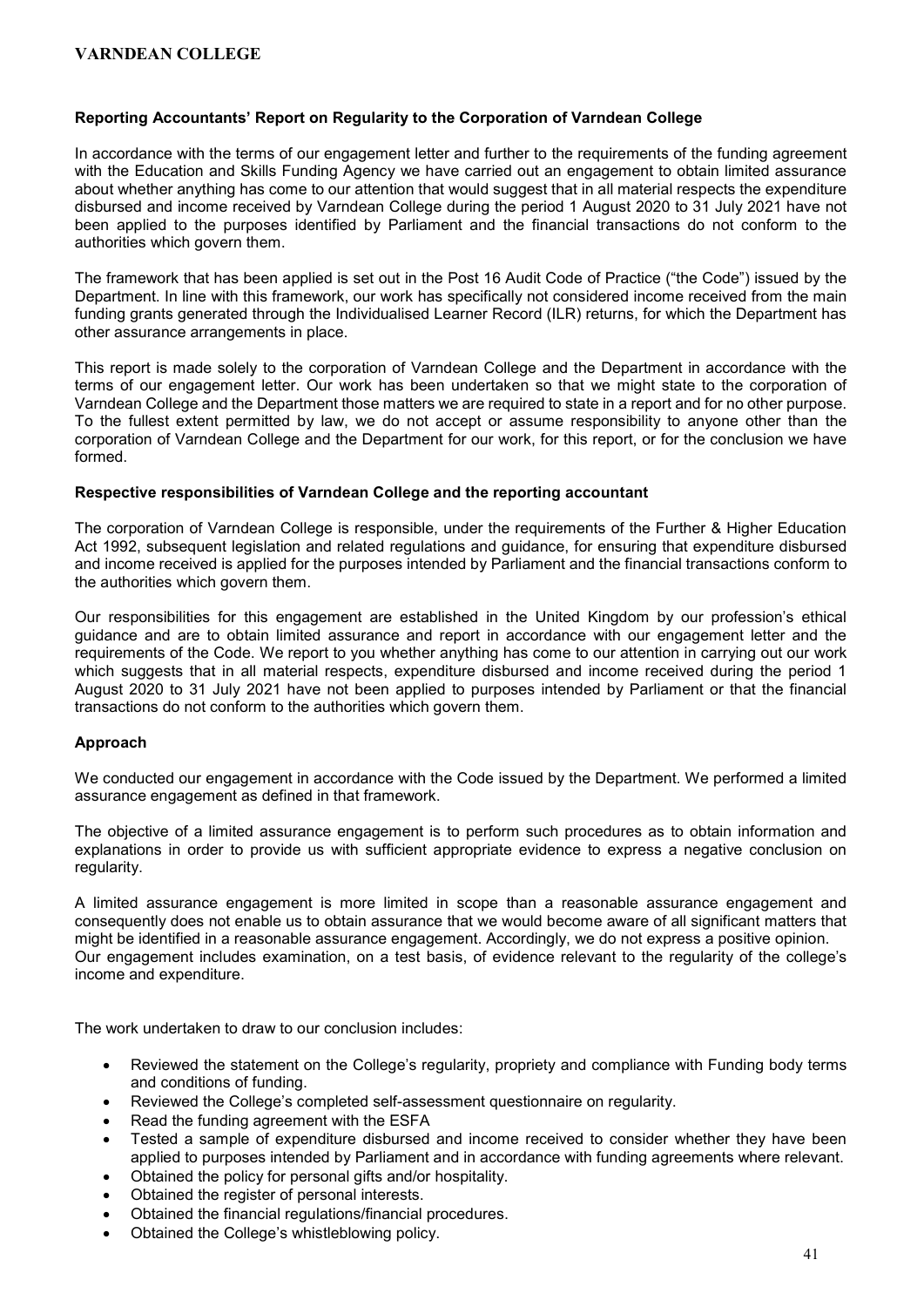## Reporting Accountants' Report on Regularity to the Corporation of Varndean College

In accordance with the terms of our engagement letter and further to the requirements of the funding agreement with the Education and Skills Funding Agency we have carried out an engagement to obtain limited assurance about whether anything has come to our attention that would suggest that in all material respects the expenditure disbursed and income received by Varndean College during the period 1 August 2020 to 31 July 2021 have not been applied to the purposes identified by Parliament and the financial transactions do not conform to the authorities which govern them.

The framework that has been applied is set out in the Post 16 Audit Code of Practice ("the Code") issued by the Department. In line with this framework, our work has specifically not considered income received from the main funding grants generated through the Individualised Learner Record (ILR) returns, for which the Department has other assurance arrangements in place.

This report is made solely to the corporation of Varndean College and the Department in accordance with the terms of our engagement letter. Our work has been undertaken so that we might state to the corporation of Varndean College and the Department those matters we are required to state in a report and for no other purpose. To the fullest extent permitted by law, we do not accept or assume responsibility to anyone other than the corporation of Varndean College and the Department for our work, for this report, or for the conclusion we have formed.

### Respective responsibilities of Varndean College and the reporting accountant

The corporation of Varndean College is responsible, under the requirements of the Further & Higher Education Act 1992, subsequent legislation and related regulations and guidance, for ensuring that expenditure disbursed and income received is applied for the purposes intended by Parliament and the financial transactions conform to the authorities which govern them.

Our responsibilities for this engagement are established in the United Kingdom by our profession's ethical guidance and are to obtain limited assurance and report in accordance with our engagement letter and the requirements of the Code. We report to you whether anything has come to our attention in carrying out our work which suggests that in all material respects, expenditure disbursed and income received during the period 1 August 2020 to 31 July 2021 have not been applied to purposes intended by Parliament or that the financial transactions do not conform to the authorities which govern them.

### Approach

We conducted our engagement in accordance with the Code issued by the Department. We performed a limited assurance engagement as defined in that framework.

The objective of a limited assurance engagement is to perform such procedures as to obtain information and explanations in order to provide us with sufficient appropriate evidence to express a negative conclusion on regularity.

A limited assurance engagement is more limited in scope than a reasonable assurance engagement and consequently does not enable us to obtain assurance that we would become aware of all significant matters that might be identified in a reasonable assurance engagement. Accordingly, we do not express a positive opinion. Our engagement includes examination, on a test basis, of evidence relevant to the regularity of the college's income and expenditure.

The work undertaken to draw to our conclusion includes:

- Reviewed the statement on the College's regularity, propriety and compliance with Funding body terms and conditions of funding.
- Reviewed the College's completed self-assessment questionnaire on regularity.
- Read the funding agreement with the ESFA
- Tested a sample of expenditure disbursed and income received to consider whether they have been applied to purposes intended by Parliament and in accordance with funding agreements where relevant.
- Obtained the policy for personal gifts and/or hospitality.
- Obtained the register of personal interests.
- Obtained the financial regulations/financial procedures.
- Obtained the College's whistleblowing policy.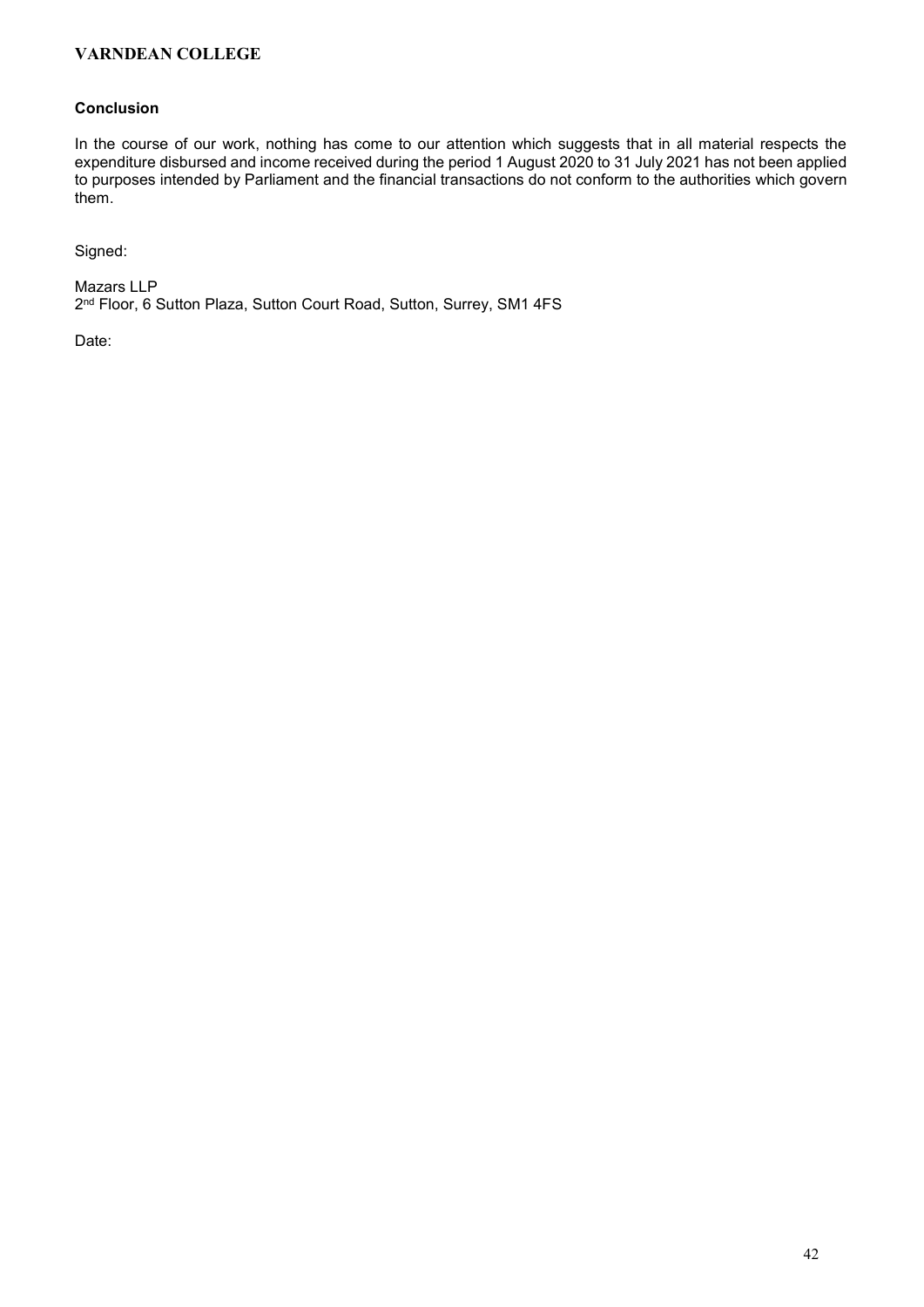### Conclusion

In the course of our work, nothing has come to our attention which suggests that in all material respects the expenditure disbursed and income received during the period 1 August 2020 to 31 July 2021 has not been applied to purposes intended by Parliament and the financial transactions do not conform to the authorities which govern them.

Signed:

Mazars LLP
2nd Floor, 6 Sutton Plaza, Sutton Court Road, Sutton, Surrey, SM1 4FS

Date: